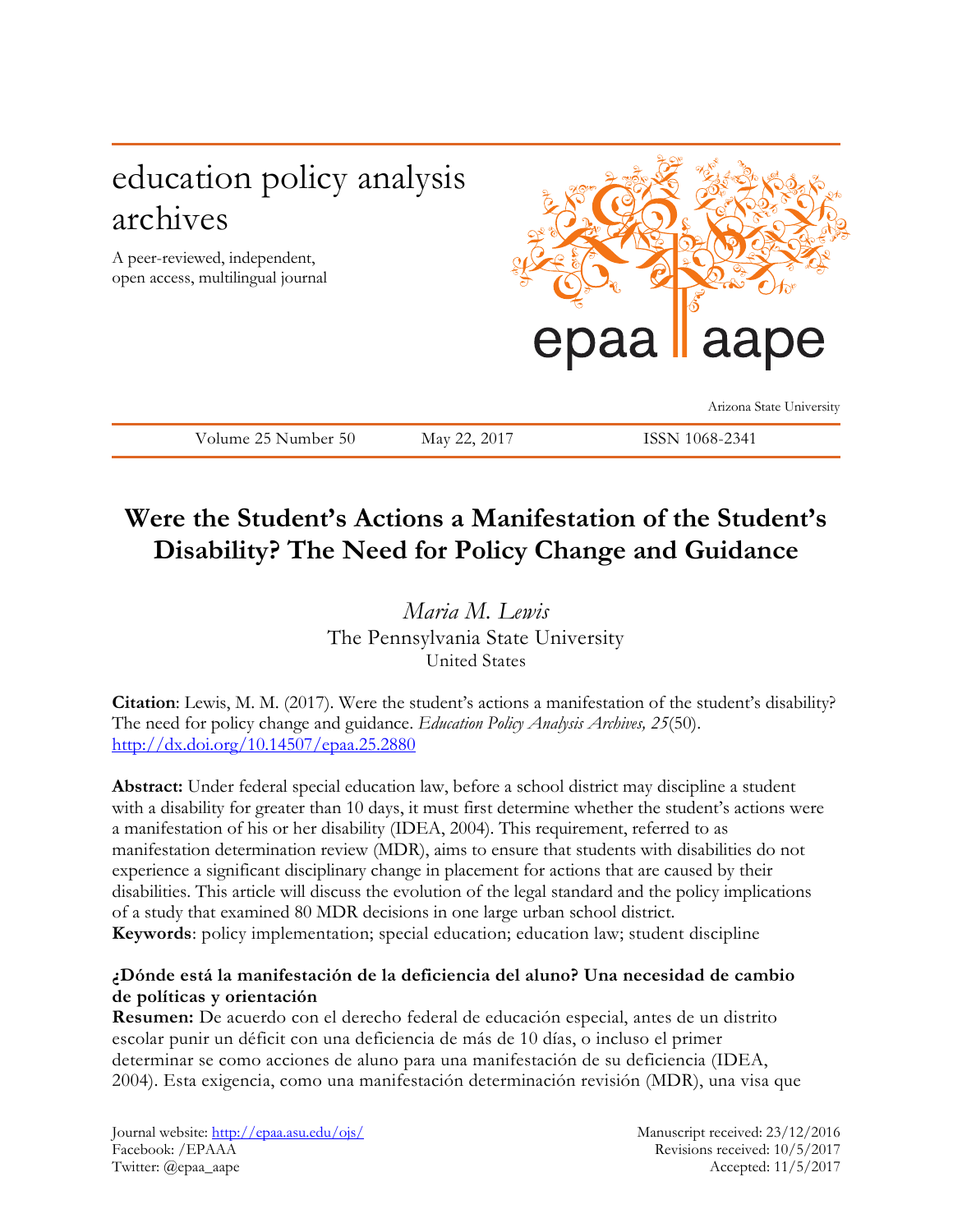# education policy analysis archives

A peer-reviewed, independent, open access, multilingual journal

epaa aape

Arizona State University

Volume 25 Number 50 May 22, 2017 ISSN 1068-2341

## Were the Student's Actions a Manifestation of the Student's Disability? The Need for Policy Change and Guidance

*Maria M. Lewis*
The Pennsylvania State University
United States

**Citation**: Lewis, M. M. (2017). Were the student's actions a manifestation of the student's disability? The need for policy change and guidance. *Education Policy Analysis Archives, 25*(50). http://dx.doi.org/10.14507/epaa.25.2880

**Abstract:** Under federal special education law, before a school district may discipline a student with a disability for greater than 10 days, it must first determine whether the student's actions were a manifestation of his or her disability (IDEA, 2004). This requirement, referred to as manifestation determination review (MDR), aims to ensure that students with disabilities do not experience a significant disciplinary change in placement for actions that are caused by their disabilities. This article will discuss the evolution of the legal standard and the policy implications of a study that examined 80 MDR decisions in one large urban school district.
**Keywords**: policy implementation; special education; education law; student discipline

**¿Dónde está la manifestación de la deficiencia del aluno? Una necesidad de cambio de políticas y orientación**
**Resumen:** De acuerdo con el derecho federal de educación especial, antes de un distrito escolar punir un déficit con una deficiencia de más de 10 días, o incluso el primer determinar se como acciones de aluno para una manifestación de su deficiencia (IDEA, 2004). Esta exigencia, como una manifestación determinación revisión (MDR), una visa que

Journal website: http://epaa.asu.edu/ojs/
Facebook: /EPAAA
Twitter: @epaa_aape

Manuscript received: 23/12/2016
Revisions received: 10/5/2017
Accepted: 11/5/2017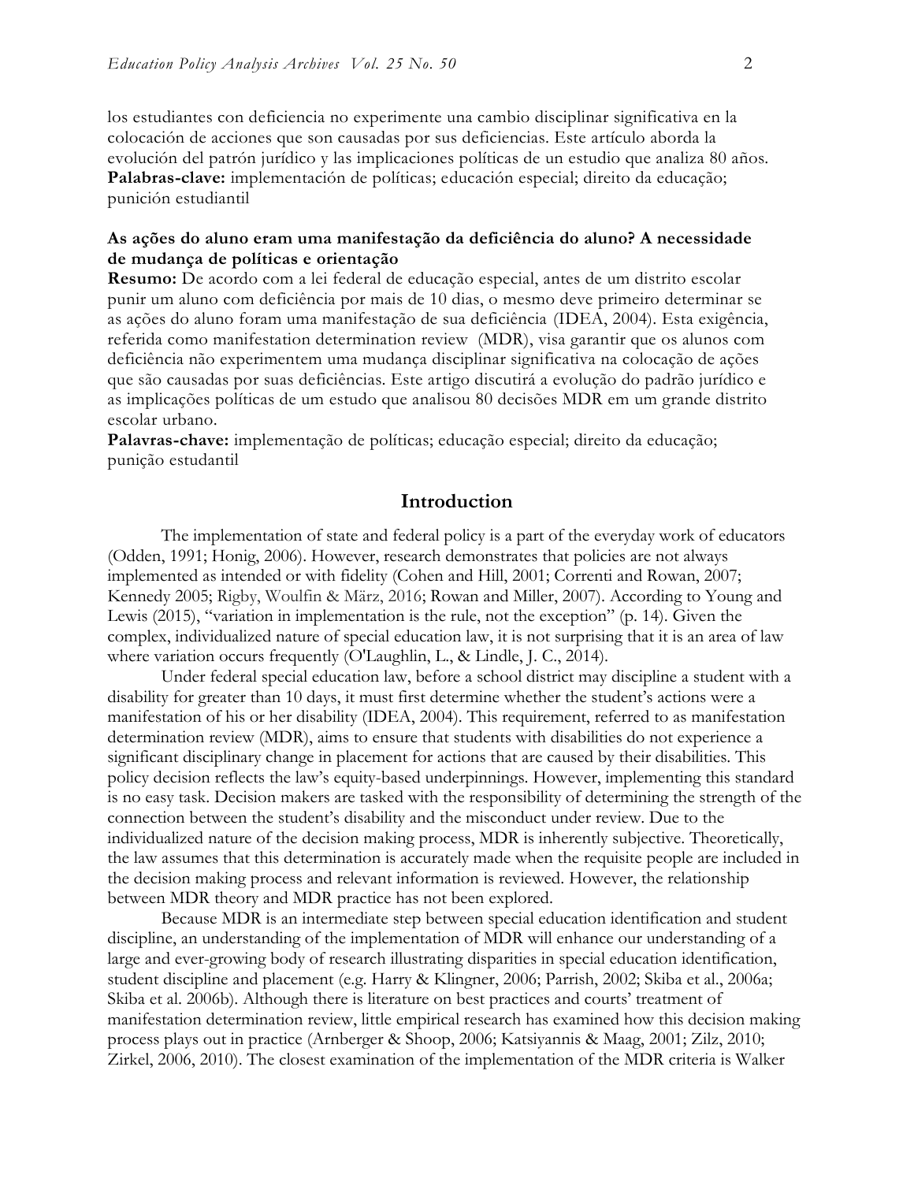los estudiantes con deficiencia no experimente una cambio disciplinar significativa en la colocación de acciones que son causadas por sus deficiencias. Este artículo aborda la evolución del patrón jurídico y las implicaciones políticas de un estudio que analiza 80 años.

**Palabras-clave:** implementación de políticas; educación especial; direito da educação; punición estudiantil

**As ações do aluno eram uma manifestação da deficiência do aluno? A necessidade de mudança de políticas e orientação**

**Resumo:** De acordo com a lei federal de educação especial, antes de um distrito escolar punir um aluno com deficiência por mais de 10 dias, o mesmo deve primeiro determinar se as ações do aluno foram uma manifestação de sua deficiência (IDEA, 2004). Esta exigência, referida como manifestation determination review (MDR), visa garantir que os alunos com deficiência não experimentem uma mudança disciplinar significativa na colocação de ações que são causadas por suas deficiências. Este artigo discutirá a evolução do padrão jurídico e as implicações políticas de um estudo que analisou 80 decisões MDR em um grande distrito escolar urbano.

**Palavras-chave:** implementação de políticas; educação especial; direito da educação; punição estudantil

## Introduction

The implementation of state and federal policy is a part of the everyday work of educators (Odden, 1991; Honig, 2006). However, research demonstrates that policies are not always implemented as intended or with fidelity (Cohen and Hill, 2001; Correnti and Rowan, 2007; Kennedy 2005; Rigby, Woulfin & März, 2016; Rowan and Miller, 2007). According to Young and Lewis (2015), "variation in implementation is the rule, not the exception" (p. 14). Given the complex, individualized nature of special education law, it is not surprising that it is an area of law where variation occurs frequently (O'Laughlin, L., & Lindle, J. C., 2014).

Under federal special education law, before a school district may discipline a student with a disability for greater than 10 days, it must first determine whether the student's actions were a manifestation of his or her disability (IDEA, 2004). This requirement, referred to as manifestation determination review (MDR), aims to ensure that students with disabilities do not experience a significant disciplinary change in placement for actions that are caused by their disabilities. This policy decision reflects the law's equity-based underpinnings. However, implementing this standard is no easy task. Decision makers are tasked with the responsibility of determining the strength of the connection between the student's disability and the misconduct under review. Due to the individualized nature of the decision making process, MDR is inherently subjective. Theoretically, the law assumes that this determination is accurately made when the requisite people are included in the decision making process and relevant information is reviewed. However, the relationship between MDR theory and MDR practice has not been explored.

Because MDR is an intermediate step between special education identification and student discipline, an understanding of the implementation of MDR will enhance our understanding of a large and ever-growing body of research illustrating disparities in special education identification, student discipline and placement (e.g. Harry & Klingner, 2006; Parrish, 2002; Skiba et al., 2006a; Skiba et al. 2006b). Although there is literature on best practices and courts' treatment of manifestation determination review, little empirical research has examined how this decision making process plays out in practice (Arnberger & Shoop, 2006; Katsiyannis & Maag, 2001; Zilz, 2010; Zirkel, 2006, 2010). The closest examination of the implementation of the MDR criteria is Walker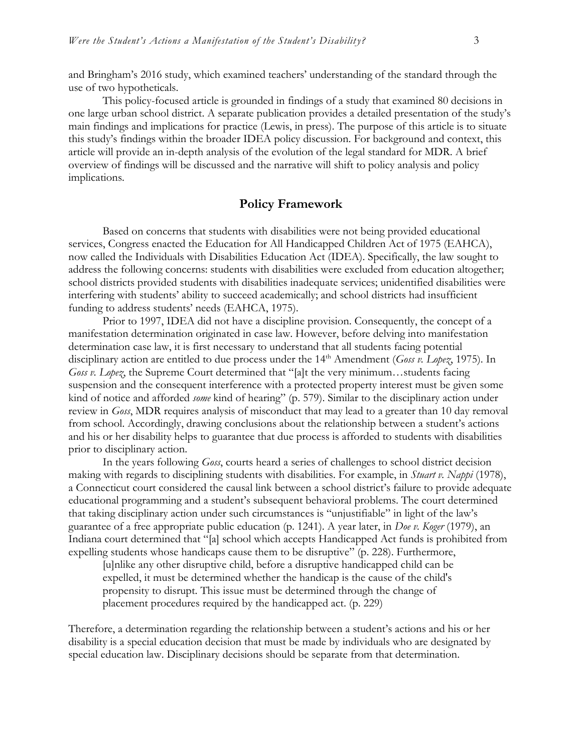and Bringham's 2016 study, which examined teachers' understanding of the standard through the use of two hypotheticals.

This policy-focused article is grounded in findings of a study that examined 80 decisions in one large urban school district. A separate publication provides a detailed presentation of the study's main findings and implications for practice (Lewis, in press). The purpose of this article is to situate this study's findings within the broader IDEA policy discussion. For background and context, this article will provide an in-depth analysis of the evolution of the legal standard for MDR. A brief overview of findings will be discussed and the narrative will shift to policy analysis and policy implications.

## Policy Framework

Based on concerns that students with disabilities were not being provided educational services, Congress enacted the Education for All Handicapped Children Act of 1975 (EAHCA), now called the Individuals with Disabilities Education Act (IDEA). Specifically, the law sought to address the following concerns: students with disabilities were excluded from education altogether; school districts provided students with disabilities inadequate services; unidentified disabilities were interfering with students' ability to succeed academically; and school districts had insufficient funding to address students' needs (EAHCA, 1975).

Prior to 1997, IDEA did not have a discipline provision. Consequently, the concept of a manifestation determination originated in case law. However, before delving into manifestation determination case law, it is first necessary to understand that all students facing potential disciplinary action are entitled to due process under the 14th Amendment (*Goss v. Lopez*, 1975). In *Goss v. Lopez,* the Supreme Court determined that "[a]t the very minimum…students facing suspension and the consequent interference with a protected property interest must be given some kind of notice and afforded *some* kind of hearing" (p. 579). Similar to the disciplinary action under review in *Goss*, MDR requires analysis of misconduct that may lead to a greater than 10 day removal from school. Accordingly, drawing conclusions about the relationship between a student's actions and his or her disability helps to guarantee that due process is afforded to students with disabilities prior to disciplinary action.

In the years following *Goss*, courts heard a series of challenges to school district decision making with regards to disciplining students with disabilities. For example, in *Stuart v. Nappi* (1978), a Connecticut court considered the causal link between a school district's failure to provide adequate educational programming and a student's subsequent behavioral problems. The court determined that taking disciplinary action under such circumstances is "unjustifiable" in light of the law's guarantee of a free appropriate public education (p. 1241). A year later, in *Doe v. Koger* (1979), an Indiana court determined that "[a] school which accepts Handicapped Act funds is prohibited from expelling students whose handicaps cause them to be disruptive" (p. 228). Furthermore,

> [u]nlike any other disruptive child, before a disruptive handicapped child can be expelled, it must be determined whether the handicap is the cause of the child's propensity to disrupt. This issue must be determined through the change of placement procedures required by the handicapped act. (p. 229)

Therefore, a determination regarding the relationship between a student's actions and his or her disability is a special education decision that must be made by individuals who are designated by special education law. Disciplinary decisions should be separate from that determination.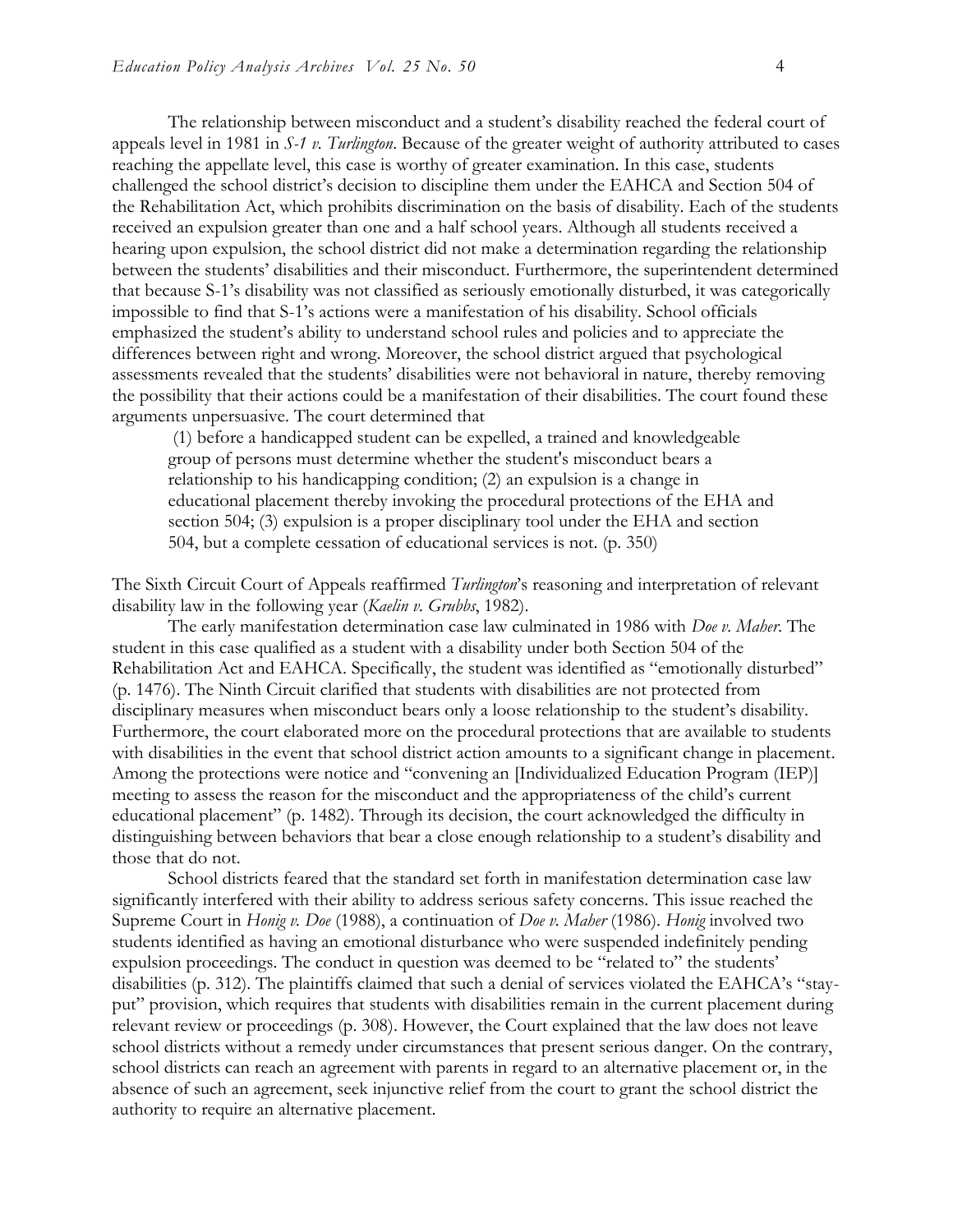The relationship between misconduct and a student's disability reached the federal court of appeals level in 1981 in *S-1 v. Turlington*. Because of the greater weight of authority attributed to cases reaching the appellate level, this case is worthy of greater examination. In this case, students challenged the school district's decision to discipline them under the EAHCA and Section 504 of the Rehabilitation Act, which prohibits discrimination on the basis of disability. Each of the students received an expulsion greater than one and a half school years. Although all students received a hearing upon expulsion, the school district did not make a determination regarding the relationship between the students' disabilities and their misconduct. Furthermore, the superintendent determined that because S-1's disability was not classified as seriously emotionally disturbed, it was categorically impossible to find that S-1's actions were a manifestation of his disability. School officials emphasized the student's ability to understand school rules and policies and to appreciate the differences between right and wrong. Moreover, the school district argued that psychological assessments revealed that the students' disabilities were not behavioral in nature, thereby removing the possibility that their actions could be a manifestation of their disabilities. The court found these arguments unpersuasive. The court determined that

> (1) before a handicapped student can be expelled, a trained and knowledgeable group of persons must determine whether the student's misconduct bears a relationship to his handicapping condition; (2) an expulsion is a change in educational placement thereby invoking the procedural protections of the EHA and section 504; (3) expulsion is a proper disciplinary tool under the EHA and section 504, but a complete cessation of educational services is not. (p. 350)

The Sixth Circuit Court of Appeals reaffirmed *Turlington*'s reasoning and interpretation of relevant disability law in the following year (*Kaelin v. Grubbs*, 1982).

The early manifestation determination case law culminated in 1986 with *Doe v. Maher*. The student in this case qualified as a student with a disability under both Section 504 of the Rehabilitation Act and EAHCA. Specifically, the student was identified as "emotionally disturbed" (p. 1476). The Ninth Circuit clarified that students with disabilities are not protected from disciplinary measures when misconduct bears only a loose relationship to the student's disability. Furthermore, the court elaborated more on the procedural protections that are available to students with disabilities in the event that school district action amounts to a significant change in placement. Among the protections were notice and "convening an [Individualized Education Program (IEP)] meeting to assess the reason for the misconduct and the appropriateness of the child's current educational placement" (p. 1482). Through its decision, the court acknowledged the difficulty in distinguishing between behaviors that bear a close enough relationship to a student's disability and those that do not.

School districts feared that the standard set forth in manifestation determination case law significantly interfered with their ability to address serious safety concerns. This issue reached the Supreme Court in *Honig v. Doe* (1988), a continuation of *Doe v. Maher* (1986). *Honig* involved two students identified as having an emotional disturbance who were suspended indefinitely pending expulsion proceedings. The conduct in question was deemed to be "related to" the students' disabilities (p. 312). The plaintiffs claimed that such a denial of services violated the EAHCA's "stay-put" provision, which requires that students with disabilities remain in the current placement during relevant review or proceedings (p. 308). However, the Court explained that the law does not leave school districts without a remedy under circumstances that present serious danger. On the contrary, school districts can reach an agreement with parents in regard to an alternative placement or, in the absence of such an agreement, seek injunctive relief from the court to grant the school district the authority to require an alternative placement.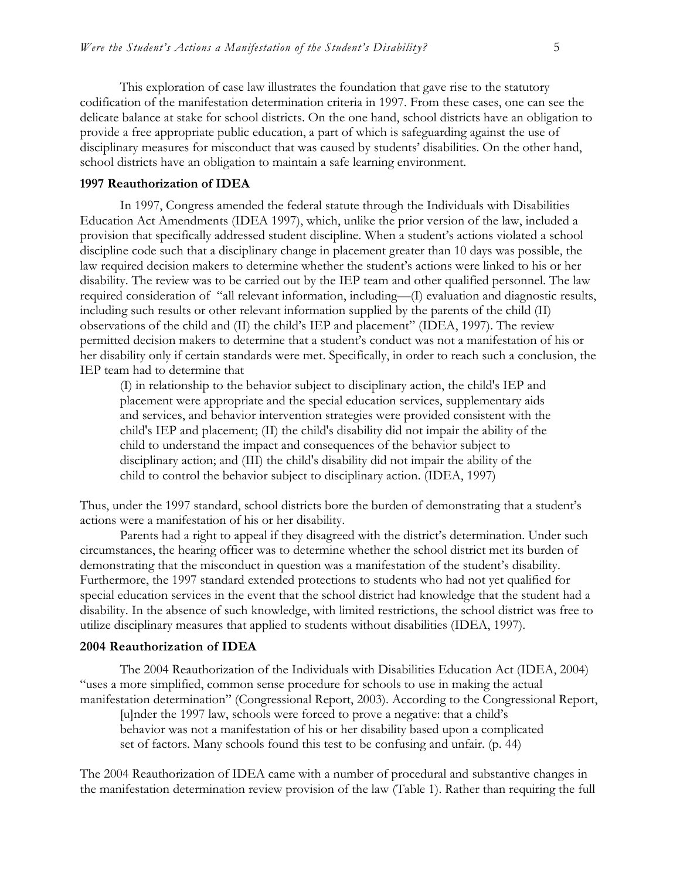This exploration of case law illustrates the foundation that gave rise to the statutory codification of the manifestation determination criteria in 1997. From these cases, one can see the delicate balance at stake for school districts. On the one hand, school districts have an obligation to provide a free appropriate public education, a part of which is safeguarding against the use of disciplinary measures for misconduct that was caused by students' disabilities. On the other hand, school districts have an obligation to maintain a safe learning environment.

**1997 Reauthorization of IDEA**

In 1997, Congress amended the federal statute through the Individuals with Disabilities Education Act Amendments (IDEA 1997), which, unlike the prior version of the law, included a provision that specifically addressed student discipline. When a student's actions violated a school discipline code such that a disciplinary change in placement greater than 10 days was possible, the law required decision makers to determine whether the student's actions were linked to his or her disability. The review was to be carried out by the IEP team and other qualified personnel. The law required consideration of "all relevant information, including—(I) evaluation and diagnostic results, including such results or other relevant information supplied by the parents of the child (II) observations of the child and (II) the child's IEP and placement" (IDEA, 1997). The review permitted decision makers to determine that a student's conduct was not a manifestation of his or her disability only if certain standards were met. Specifically, in order to reach such a conclusion, the IEP team had to determine that

> (I) in relationship to the behavior subject to disciplinary action, the child's IEP and placement were appropriate and the special education services, supplementary aids and services, and behavior intervention strategies were provided consistent with the child's IEP and placement; (II) the child's disability did not impair the ability of the child to understand the impact and consequences of the behavior subject to disciplinary action; and (III) the child's disability did not impair the ability of the child to control the behavior subject to disciplinary action. (IDEA, 1997)

Thus, under the 1997 standard, school districts bore the burden of demonstrating that a student's actions were a manifestation of his or her disability.

Parents had a right to appeal if they disagreed with the district's determination. Under such circumstances, the hearing officer was to determine whether the school district met its burden of demonstrating that the misconduct in question was a manifestation of the student's disability. Furthermore, the 1997 standard extended protections to students who had not yet qualified for special education services in the event that the school district had knowledge that the student had a disability. In the absence of such knowledge, with limited restrictions, the school district was free to utilize disciplinary measures that applied to students without disabilities (IDEA, 1997).

**2004 Reauthorization of IDEA**

The 2004 Reauthorization of the Individuals with Disabilities Education Act (IDEA, 2004) "uses a more simplified, common sense procedure for schools to use in making the actual manifestation determination" (Congressional Report, 2003). According to the Congressional Report,

> [u]nder the 1997 law, schools were forced to prove a negative: that a child's behavior was not a manifestation of his or her disability based upon a complicated set of factors. Many schools found this test to be confusing and unfair. (p. 44)

The 2004 Reauthorization of IDEA came with a number of procedural and substantive changes in the manifestation determination review provision of the law (Table 1). Rather than requiring the full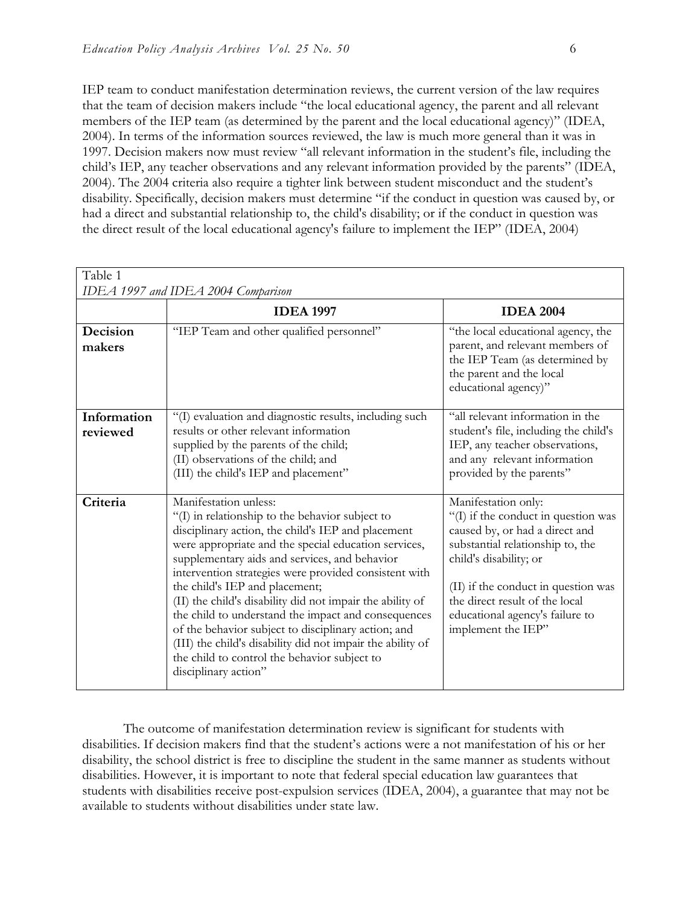IEP team to conduct manifestation determination reviews, the current version of the law requires that the team of decision makers include "the local educational agency, the parent and all relevant members of the IEP team (as determined by the parent and the local educational agency)" (IDEA, 2004). In terms of the information sources reviewed, the law is much more general than it was in 1997. Decision makers now must review "all relevant information in the student's file, including the child's IEP, any teacher observations and any relevant information provided by the parents" (IDEA, 2004). The 2004 criteria also require a tighter link between student misconduct and the student's disability. Specifically, decision makers must determine "if the conduct in question was caused by, or had a direct and substantial relationship to, the child's disability; or if the conduct in question was the direct result of the local educational agency's failure to implement the IEP" (IDEA, 2004)

Table 1
*IDEA 1997 and IDEA 2004 Comparison*

| | **IDEA 1997** | **IDEA 2004** |
|---|---|---|
| **Decision makers** | "IEP Team and other qualified personnel" | "the local educational agency, the parent, and relevant members of the IEP Team (as determined by the parent and the local educational agency)" |
| **Information reviewed** | "(I) evaluation and diagnostic results, including such results or other relevant information supplied by the parents of the child; (II) observations of the child; and (III) the child's IEP and placement" | "all relevant information in the student's file, including the child's IEP, any teacher observations, and any relevant information provided by the parents" |
| **Criteria** | Manifestation unless: "(I) in relationship to the behavior subject to disciplinary action, the child's IEP and placement were appropriate and the special education services, supplementary aids and services, and behavior intervention strategies were provided consistent with the child's IEP and placement; (II) the child's disability did not impair the ability of the child to understand the impact and consequences of the behavior subject to disciplinary action; and (III) the child's disability did not impair the ability of the child to control the behavior subject to disciplinary action" | Manifestation only: "(I) if the conduct in question was caused by, or had a direct and substantial relationship to, the child's disability; or (II) if the conduct in question was the direct result of the local educational agency's failure to implement the IEP" |

The outcome of manifestation determination review is significant for students with disabilities. If decision makers find that the student's actions were a not manifestation of his or her disability, the school district is free to discipline the student in the same manner as students without disabilities. However, it is important to note that federal special education law guarantees that students with disabilities receive post-expulsion services (IDEA, 2004), a guarantee that may not be available to students without disabilities under state law.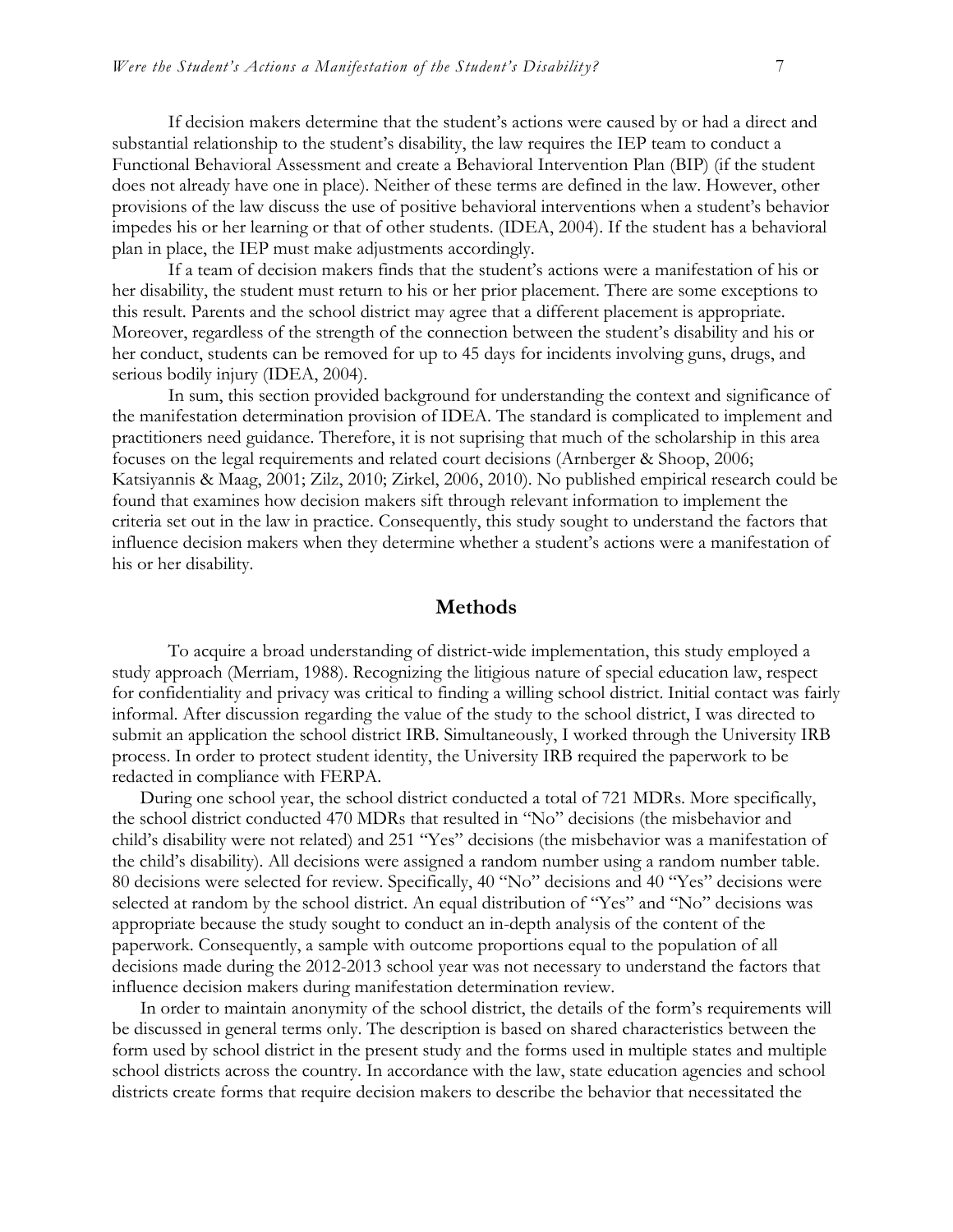If decision makers determine that the student's actions were caused by or had a direct and substantial relationship to the student's disability, the law requires the IEP team to conduct a Functional Behavioral Assessment and create a Behavioral Intervention Plan (BIP) (if the student does not already have one in place). Neither of these terms are defined in the law. However, other provisions of the law discuss the use of positive behavioral interventions when a student's behavior impedes his or her learning or that of other students. (IDEA, 2004). If the student has a behavioral plan in place, the IEP must make adjustments accordingly.

If a team of decision makers finds that the student's actions were a manifestation of his or her disability, the student must return to his or her prior placement. There are some exceptions to this result. Parents and the school district may agree that a different placement is appropriate. Moreover, regardless of the strength of the connection between the student's disability and his or her conduct, students can be removed for up to 45 days for incidents involving guns, drugs, and serious bodily injury (IDEA, 2004).

In sum, this section provided background for understanding the context and significance of the manifestation determination provision of IDEA. The standard is complicated to implement and practitioners need guidance. Therefore, it is not suprising that much of the scholarship in this area focuses on the legal requirements and related court decisions (Arnberger & Shoop, 2006; Katsiyannis & Maag, 2001; Zilz, 2010; Zirkel, 2006, 2010). No published empirical research could be found that examines how decision makers sift through relevant information to implement the criteria set out in the law in practice. Consequently, this study sought to understand the factors that influence decision makers when they determine whether a student's actions were a manifestation of his or her disability.

## Methods

To acquire a broad understanding of district-wide implementation, this study employed a study approach (Merriam, 1988). Recognizing the litigious nature of special education law, respect for confidentiality and privacy was critical to finding a willing school district. Initial contact was fairly informal. After discussion regarding the value of the study to the school district, I was directed to submit an application the school district IRB. Simultaneously, I worked through the University IRB process. In order to protect student identity, the University IRB required the paperwork to be redacted in compliance with FERPA.

During one school year, the school district conducted a total of 721 MDRs. More specifically, the school district conducted 470 MDRs that resulted in "No" decisions (the misbehavior and child's disability were not related) and 251 "Yes" decisions (the misbehavior was a manifestation of the child's disability). All decisions were assigned a random number using a random number table. 80 decisions were selected for review. Specifically, 40 "No" decisions and 40 "Yes" decisions were selected at random by the school district. An equal distribution of "Yes" and "No" decisions was appropriate because the study sought to conduct an in-depth analysis of the content of the paperwork. Consequently, a sample with outcome proportions equal to the population of all decisions made during the 2012-2013 school year was not necessary to understand the factors that influence decision makers during manifestation determination review.

In order to maintain anonymity of the school district, the details of the form's requirements will be discussed in general terms only. The description is based on shared characteristics between the form used by school district in the present study and the forms used in multiple states and multiple school districts across the country. In accordance with the law, state education agencies and school districts create forms that require decision makers to describe the behavior that necessitated the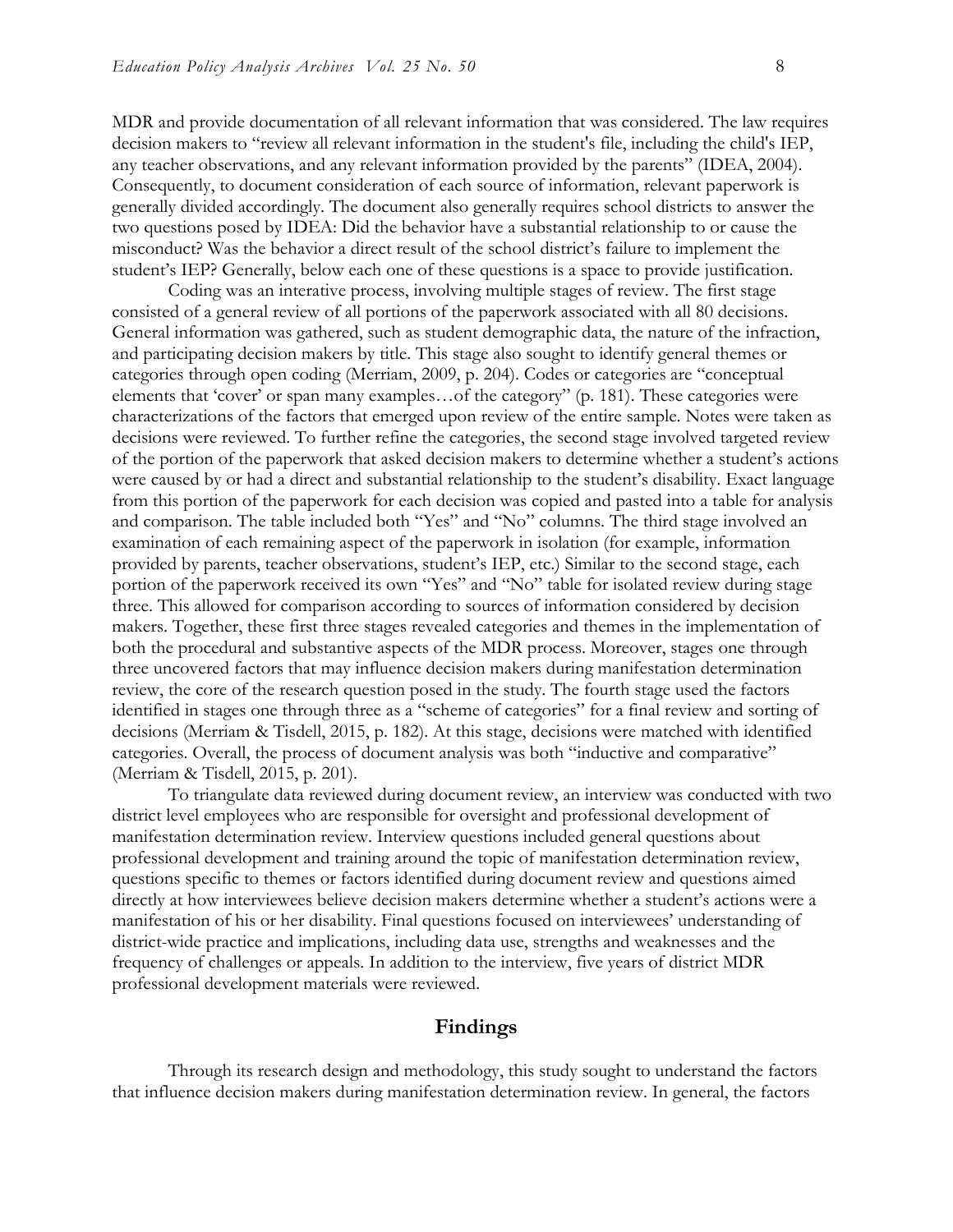MDR and provide documentation of all relevant information that was considered. The law requires decision makers to "review all relevant information in the student's file, including the child's IEP, any teacher observations, and any relevant information provided by the parents" (IDEA, 2004). Consequently, to document consideration of each source of information, relevant paperwork is generally divided accordingly. The document also generally requires school districts to answer the two questions posed by IDEA: Did the behavior have a substantial relationship to or cause the misconduct? Was the behavior a direct result of the school district's failure to implement the student's IEP? Generally, below each one of these questions is a space to provide justification.

Coding was an interative process, involving multiple stages of review. The first stage consisted of a general review of all portions of the paperwork associated with all 80 decisions. General information was gathered, such as student demographic data, the nature of the infraction, and participating decision makers by title. This stage also sought to identify general themes or categories through open coding (Merriam, 2009, p. 204). Codes or categories are "conceptual elements that 'cover' or span many examples…of the category" (p. 181). These categories were characterizations of the factors that emerged upon review of the entire sample. Notes were taken as decisions were reviewed. To further refine the categories, the second stage involved targeted review of the portion of the paperwork that asked decision makers to determine whether a student's actions were caused by or had a direct and substantial relationship to the student's disability. Exact language from this portion of the paperwork for each decision was copied and pasted into a table for analysis and comparison. The table included both "Yes" and "No" columns. The third stage involved an examination of each remaining aspect of the paperwork in isolation (for example, information provided by parents, teacher observations, student's IEP, etc.) Similar to the second stage, each portion of the paperwork received its own "Yes" and "No" table for isolated review during stage three. This allowed for comparison according to sources of information considered by decision makers. Together, these first three stages revealed categories and themes in the implementation of both the procedural and substantive aspects of the MDR process. Moreover, stages one through three uncovered factors that may influence decision makers during manifestation determination review, the core of the research question posed in the study. The fourth stage used the factors identified in stages one through three as a "scheme of categories" for a final review and sorting of decisions (Merriam & Tisdell, 2015, p. 182). At this stage, decisions were matched with identified categories. Overall, the process of document analysis was both "inductive and comparative" (Merriam & Tisdell, 2015, p. 201).

To triangulate data reviewed during document review, an interview was conducted with two district level employees who are responsible for oversight and professional development of manifestation determination review. Interview questions included general questions about professional development and training around the topic of manifestation determination review, questions specific to themes or factors identified during document review and questions aimed directly at how interviewees believe decision makers determine whether a student's actions were a manifestation of his or her disability. Final questions focused on interviewees' understanding of district-wide practice and implications, including data use, strengths and weaknesses and the frequency of challenges or appeals. In addition to the interview, five years of district MDR professional development materials were reviewed.

## Findings

Through its research design and methodology, this study sought to understand the factors that influence decision makers during manifestation determination review. In general, the factors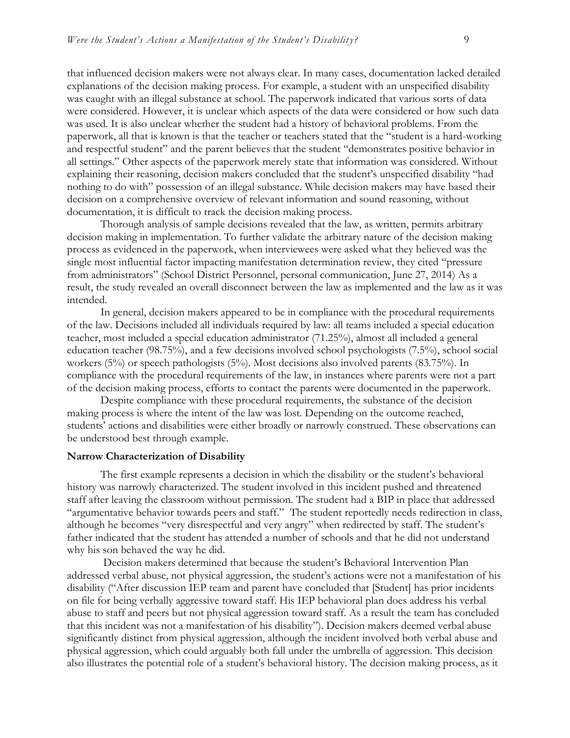that influenced decision makers were not always clear. In many cases, documentation lacked detailed explanations of the decision making process. For example, a student with an unspecified disability was caught with an illegal substance at school. The paperwork indicated that various sorts of data were considered. However, it is unclear which aspects of the data were considered or how such data was used. It is also unclear whether the student had a history of behavioral problems. From the paperwork, all that is known is that the teacher or teachers stated that the "student is a hard-working and respectful student" and the parent believes that the student "demonstrates positive behavior in all settings." Other aspects of the paperwork merely state that information was considered. Without explaining their reasoning, decision makers concluded that the student's unspecified disability "had nothing to do with" possession of an illegal substance. While decision makers may have based their decision on a comprehensive overview of relevant information and sound reasoning, without documentation, it is difficult to track the decision making process.

Thorough analysis of sample decisions revealed that the law, as written, permits arbitrary decision making in implementation. To further validate the arbitrary nature of the decision making process as evidenced in the paperwork, when interviewees were asked what they believed was the single most influential factor impacting manifestation determination review, they cited "pressure from administrators" (School District Personnel, personal communication, June 27, 2014) As a result, the study revealed an overall disconnect between the law as implemented and the law as it was intended.

In general, decision makers appeared to be in compliance with the procedural requirements of the law. Decisions included all individuals required by law: all teams included a special education teacher, most included a special education administrator (71.25%), almost all included a general education teacher (98.75%), and a few decisions involved school psychologists (7.5%), school social workers (5%) or speech pathologists (5%). Most decisions also involved parents (83.75%). In compliance with the procedural requirements of the law, in instances where parents were not a part of the decision making process, efforts to contact the parents were documented in the paperwork.

Despite compliance with these procedural requirements, the substance of the decision making process is where the intent of the law was lost. Depending on the outcome reached, students' actions and disabilities were either broadly or narrowly construed. These observations can be understood best through example.

**Narrow Characterization of Disability**

The first example represents a decision in which the disability or the student's behavioral history was narrowly characterized. The student involved in this incident pushed and threatened staff after leaving the classroom without permission. The student had a BIP in place that addressed "argumentative behavior towards peers and staff." The student reportedly needs redirection in class, although he becomes "very disrespectful and very angry" when redirected by staff. The student's father indicated that the student has attended a number of schools and that he did not understand why his son behaved the way he did.

Decision makers determined that because the student's Behavioral Intervention Plan addressed verbal abuse, not physical aggression, the student's actions were not a manifestation of his disability ("After discussion IEP team and parent have concluded that [Student] has prior incidents on file for being verbally aggressive toward staff. His IEP behavioral plan does address his verbal abuse to staff and peers but not physical aggression toward staff. As a result the team has concluded that this incident was not a manifestation of his disability"). Decision makers deemed verbal abuse significantly distinct from physical aggression, although the incident involved both verbal abuse and physical aggression, which could arguably both fall under the umbrella of aggression. This decision also illustrates the potential role of a student's behavioral history. The decision making process, as it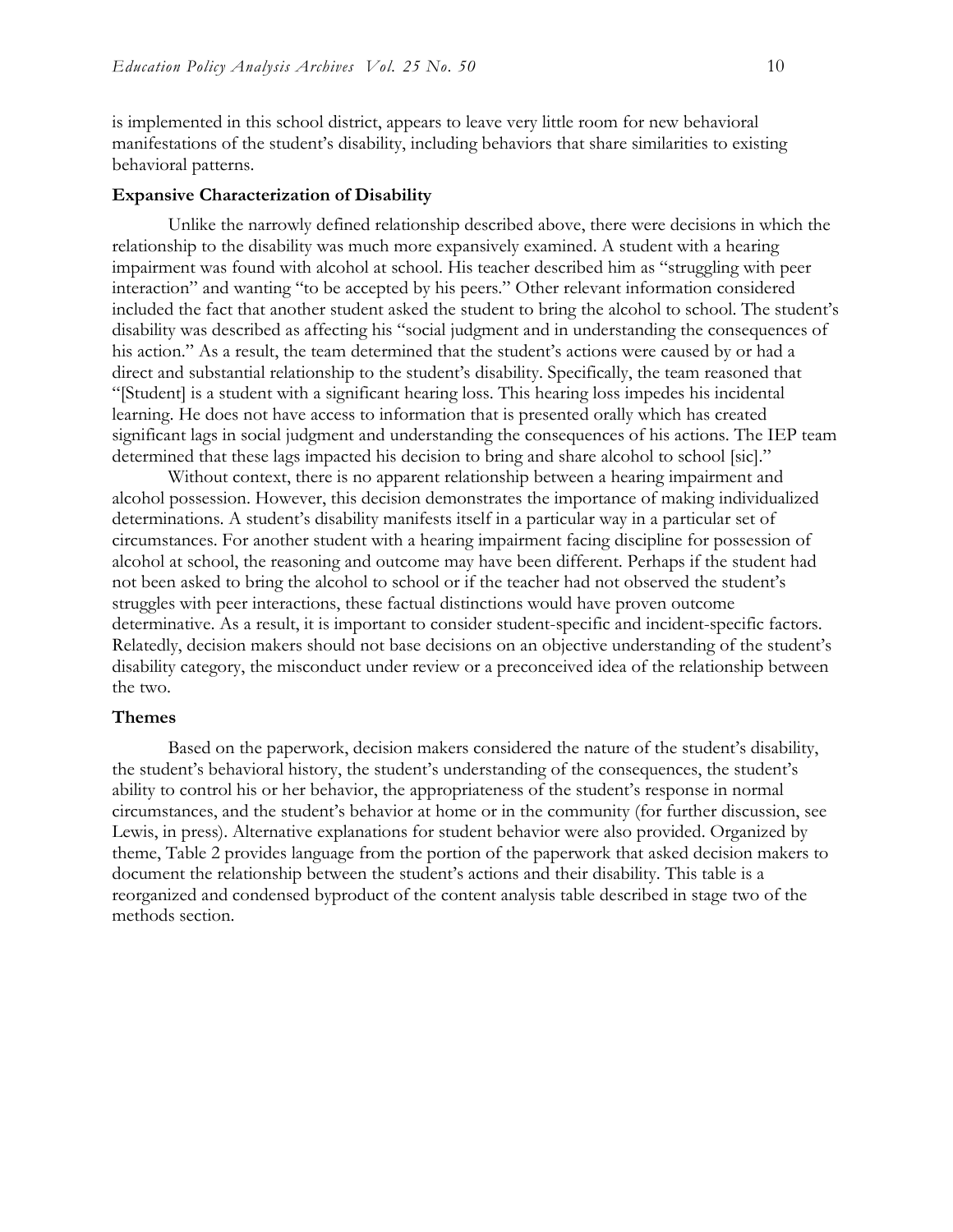is implemented in this school district, appears to leave very little room for new behavioral manifestations of the student's disability, including behaviors that share similarities to existing behavioral patterns.

### Expansive Characterization of Disability

Unlike the narrowly defined relationship described above, there were decisions in which the relationship to the disability was much more expansively examined. A student with a hearing impairment was found with alcohol at school. His teacher described him as "struggling with peer interaction" and wanting "to be accepted by his peers." Other relevant information considered included the fact that another student asked the student to bring the alcohol to school. The student's disability was described as affecting his "social judgment and in understanding the consequences of his action." As a result, the team determined that the student's actions were caused by or had a direct and substantial relationship to the student's disability. Specifically, the team reasoned that "[Student] is a student with a significant hearing loss. This hearing loss impedes his incidental learning. He does not have access to information that is presented orally which has created significant lags in social judgment and understanding the consequences of his actions. The IEP team determined that these lags impacted his decision to bring and share alcohol to school [sic]."

Without context, there is no apparent relationship between a hearing impairment and alcohol possession. However, this decision demonstrates the importance of making individualized determinations. A student's disability manifests itself in a particular way in a particular set of circumstances. For another student with a hearing impairment facing discipline for possession of alcohol at school, the reasoning and outcome may have been different. Perhaps if the student had not been asked to bring the alcohol to school or if the teacher had not observed the student's struggles with peer interactions, these factual distinctions would have proven outcome determinative. As a result, it is important to consider student-specific and incident-specific factors. Relatedly, decision makers should not base decisions on an objective understanding of the student's disability category, the misconduct under review or a preconceived idea of the relationship between the two.

### Themes

Based on the paperwork, decision makers considered the nature of the student's disability, the student's behavioral history, the student's understanding of the consequences, the student's ability to control his or her behavior, the appropriateness of the student's response in normal circumstances, and the student's behavior at home or in the community (for further discussion, see Lewis, in press). Alternative explanations for student behavior were also provided. Organized by theme, Table 2 provides language from the portion of the paperwork that asked decision makers to document the relationship between the student's actions and their disability. This table is a reorganized and condensed byproduct of the content analysis table described in stage two of the methods section.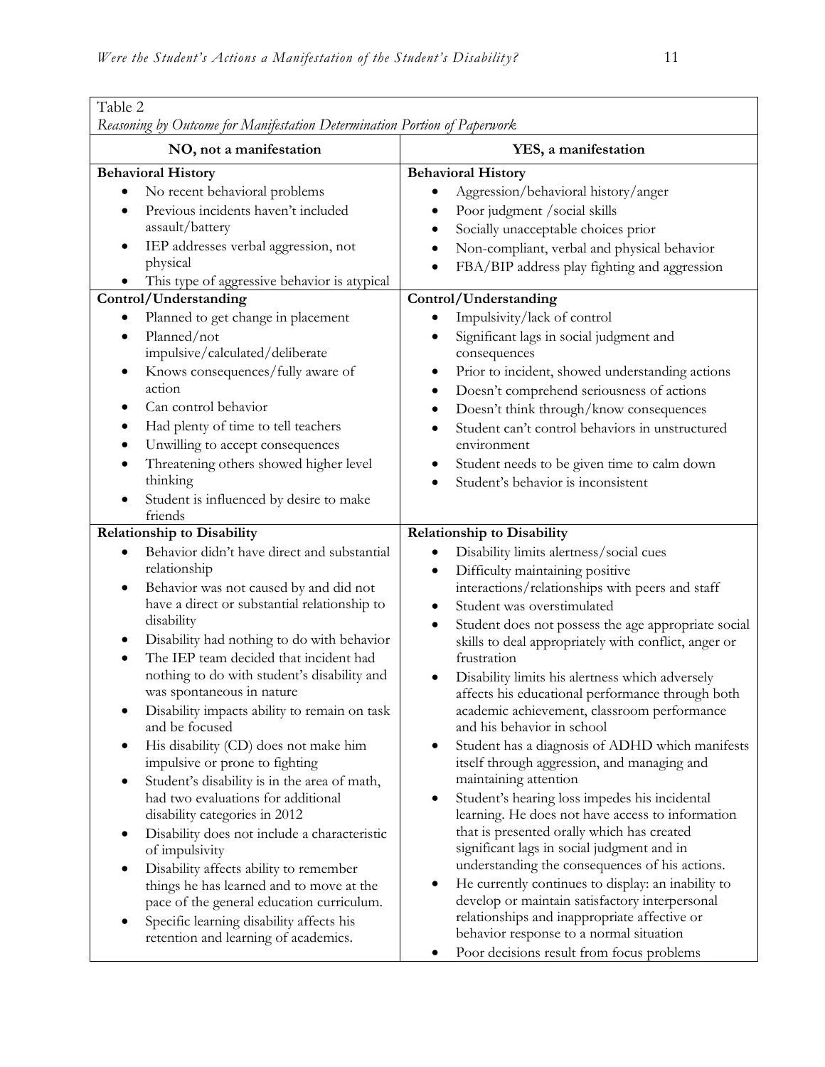Table 2

*Reasoning by Outcome for Manifestation Determination Portion of Paperwork*

| NO, not a manifestation | YES, a manifestation |
|---|---|
| **Behavioral History**<br>• No recent behavioral problems<br>• Previous incidents haven't included assault/battery<br>• IEP addresses verbal aggression, not physical<br>• This type of aggressive behavior is atypical | **Behavioral History**<br>• Aggression/behavioral history/anger<br>• Poor judgment /social skills<br>• Socially unacceptable choices prior<br>• Non-compliant, verbal and physical behavior<br>• FBA/BIP address play fighting and aggression |
| **Control/Understanding**<br>• Planned to get change in placement<br>• Planned/not impulsive/calculated/deliberate<br>• Knows consequences/fully aware of action<br>• Can control behavior<br>• Had plenty of time to tell teachers<br>• Unwilling to accept consequences<br>• Threatening others showed higher level thinking<br>• Student is influenced by desire to make friends | **Control/Understanding**<br>• Impulsivity/lack of control<br>• Significant lags in social judgment and consequences<br>• Prior to incident, showed understanding actions<br>• Doesn't comprehend seriousness of actions<br>• Doesn't think through/know consequences<br>• Student can't control behaviors in unstructured environment<br>• Student needs to be given time to calm down<br>• Student's behavior is inconsistent |
| **Relationship to Disability**<br>• Behavior didn't have direct and substantial relationship<br>• Behavior was not caused by and did not have a direct or substantial relationship to disability<br>• Disability had nothing to do with behavior<br>• The IEP team decided that incident had nothing to do with student's disability and was spontaneous in nature<br>• Disability impacts ability to remain on task and be focused<br>• His disability (CD) does not make him impulsive or prone to fighting<br>• Student's disability is in the area of math, had two evaluations for additional disability categories in 2012<br>• Disability does not include a characteristic of impulsivity<br>• Disability affects ability to remember things he has learned and to move at the pace of the general education curriculum.<br>• Specific learning disability affects his retention and learning of academics. | **Relationship to Disability**<br>• Disability limits alertness/social cues<br>• Difficulty maintaining positive interactions/relationships with peers and staff<br>• Student was overstimulated<br>• Student does not possess the age appropriate social skills to deal appropriately with conflict, anger or frustration<br>• Disability limits his alertness which adversely affects his educational performance through both academic achievement, classroom performance and his behavior in school<br>• Student has a diagnosis of ADHD which manifests itself through aggression, and managing and maintaining attention<br>• Student's hearing loss impedes his incidental learning. He does not have access to information that is presented orally which has created significant lags in social judgment and in understanding the consequences of his actions.<br>• He currently continues to display: an inability to develop or maintain satisfactory interpersonal relationships and inappropriate affective or behavior response to a normal situation<br>• Poor decisions result from focus problems |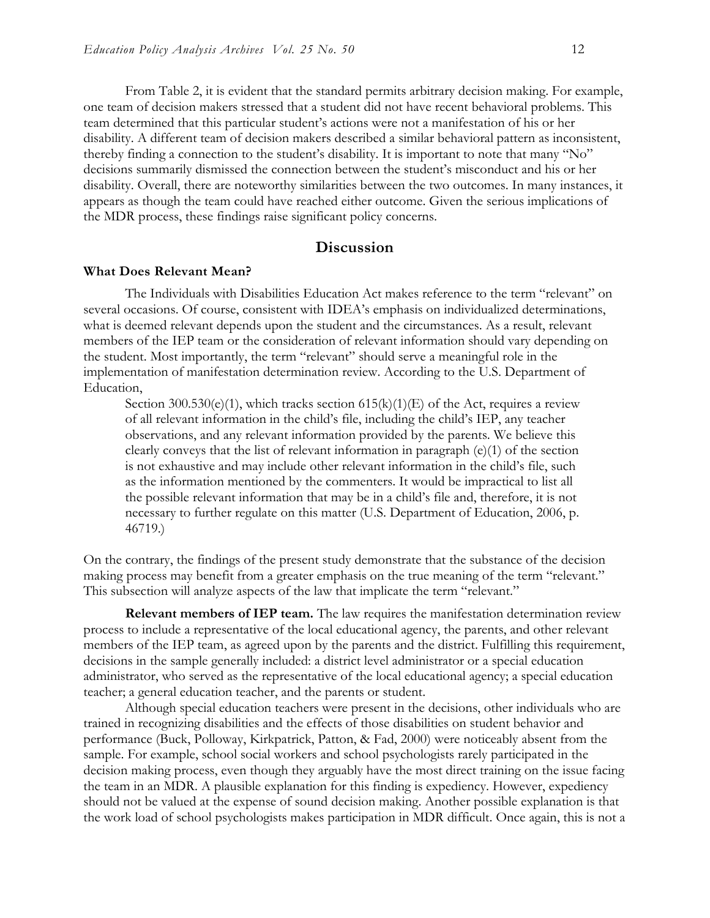From Table 2, it is evident that the standard permits arbitrary decision making. For example, one team of decision makers stressed that a student did not have recent behavioral problems. This team determined that this particular student's actions were not a manifestation of his or her disability. A different team of decision makers described a similar behavioral pattern as inconsistent, thereby finding a connection to the student's disability. It is important to note that many "No" decisions summarily dismissed the connection between the student's misconduct and his or her disability. Overall, there are noteworthy similarities between the two outcomes. In many instances, it appears as though the team could have reached either outcome. Given the serious implications of the MDR process, these findings raise significant policy concerns.

## Discussion

### What Does Relevant Mean?

The Individuals with Disabilities Education Act makes reference to the term "relevant" on several occasions. Of course, consistent with IDEA's emphasis on individualized determinations, what is deemed relevant depends upon the student and the circumstances. As a result, relevant members of the IEP team or the consideration of relevant information should vary depending on the student. Most importantly, the term "relevant" should serve a meaningful role in the implementation of manifestation determination review. According to the U.S. Department of Education,

> Section 300.530(e)(1), which tracks section 615(k)(1)(E) of the Act, requires a review of all relevant information in the child's file, including the child's IEP, any teacher observations, and any relevant information provided by the parents. We believe this clearly conveys that the list of relevant information in paragraph (e)(1) of the section is not exhaustive and may include other relevant information in the child's file, such as the information mentioned by the commenters. It would be impractical to list all the possible relevant information that may be in a child's file and, therefore, it is not necessary to further regulate on this matter (U.S. Department of Education, 2006, p. 46719.)

On the contrary, the findings of the present study demonstrate that the substance of the decision making process may benefit from a greater emphasis on the true meaning of the term "relevant." This subsection will analyze aspects of the law that implicate the term "relevant."

**Relevant members of IEP team.** The law requires the manifestation determination review process to include a representative of the local educational agency, the parents, and other relevant members of the IEP team, as agreed upon by the parents and the district. Fulfilling this requirement, decisions in the sample generally included: a district level administrator or a special education administrator, who served as the representative of the local educational agency; a special education teacher; a general education teacher, and the parents or student.

Although special education teachers were present in the decisions, other individuals who are trained in recognizing disabilities and the effects of those disabilities on student behavior and performance (Buck, Polloway, Kirkpatrick, Patton, & Fad, 2000) were noticeably absent from the sample. For example, school social workers and school psychologists rarely participated in the decision making process, even though they arguably have the most direct training on the issue facing the team in an MDR. A plausible explanation for this finding is expediency. However, expediency should not be valued at the expense of sound decision making. Another possible explanation is that the work load of school psychologists makes participation in MDR difficult. Once again, this is not a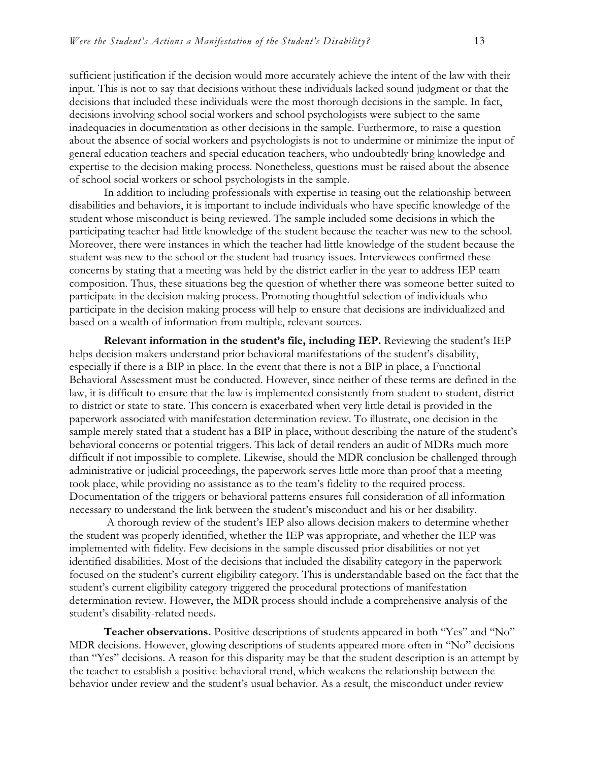sufficient justification if the decision would more accurately achieve the intent of the law with their input. This is not to say that decisions without these individuals lacked sound judgment or that the decisions that included these individuals were the most thorough decisions in the sample. In fact, decisions involving school social workers and school psychologists were subject to the same inadequacies in documentation as other decisions in the sample. Furthermore, to raise a question about the absence of social workers and psychologists is not to undermine or minimize the input of general education teachers and special education teachers, who undoubtedly bring knowledge and expertise to the decision making process. Nonetheless, questions must be raised about the absence of school social workers or school psychologists in the sample.

In addition to including professionals with expertise in teasing out the relationship between disabilities and behaviors, it is important to include individuals who have specific knowledge of the student whose misconduct is being reviewed. The sample included some decisions in which the participating teacher had little knowledge of the student because the teacher was new to the school. Moreover, there were instances in which the teacher had little knowledge of the student because the student was new to the school or the student had truancy issues. Interviewees confirmed these concerns by stating that a meeting was held by the district earlier in the year to address IEP team composition. Thus, these situations beg the question of whether there was someone better suited to participate in the decision making process. Promoting thoughtful selection of individuals who participate in the decision making process will help to ensure that decisions are individualized and based on a wealth of information from multiple, relevant sources.

**Relevant information in the student's file, including IEP.** Reviewing the student's IEP helps decision makers understand prior behavioral manifestations of the student's disability, especially if there is a BIP in place. In the event that there is not a BIP in place, a Functional Behavioral Assessment must be conducted. However, since neither of these terms are defined in the law, it is difficult to ensure that the law is implemented consistently from student to student, district to district or state to state. This concern is exacerbated when very little detail is provided in the paperwork associated with manifestation determination review. To illustrate, one decision in the sample merely stated that a student has a BIP in place, without describing the nature of the student's behavioral concerns or potential triggers. This lack of detail renders an audit of MDRs much more difficult if not impossible to complete. Likewise, should the MDR conclusion be challenged through administrative or judicial proceedings, the paperwork serves little more than proof that a meeting took place, while providing no assistance as to the team's fidelity to the required process. Documentation of the triggers or behavioral patterns ensures full consideration of all information necessary to understand the link between the student's misconduct and his or her disability.

A thorough review of the student's IEP also allows decision makers to determine whether the student was properly identified, whether the IEP was appropriate, and whether the IEP was implemented with fidelity. Few decisions in the sample discussed prior disabilities or not yet identified disabilities. Most of the decisions that included the disability category in the paperwork focused on the student's current eligibility category. This is understandable based on the fact that the student's current eligibility category triggered the procedural protections of manifestation determination review. However, the MDR process should include a comprehensive analysis of the student's disability-related needs.

**Teacher observations.** Positive descriptions of students appeared in both "Yes" and "No" MDR decisions. However, glowing descriptions of students appeared more often in "No" decisions than "Yes" decisions. A reason for this disparity may be that the student description is an attempt by the teacher to establish a positive behavioral trend, which weakens the relationship between the behavior under review and the student's usual behavior. As a result, the misconduct under review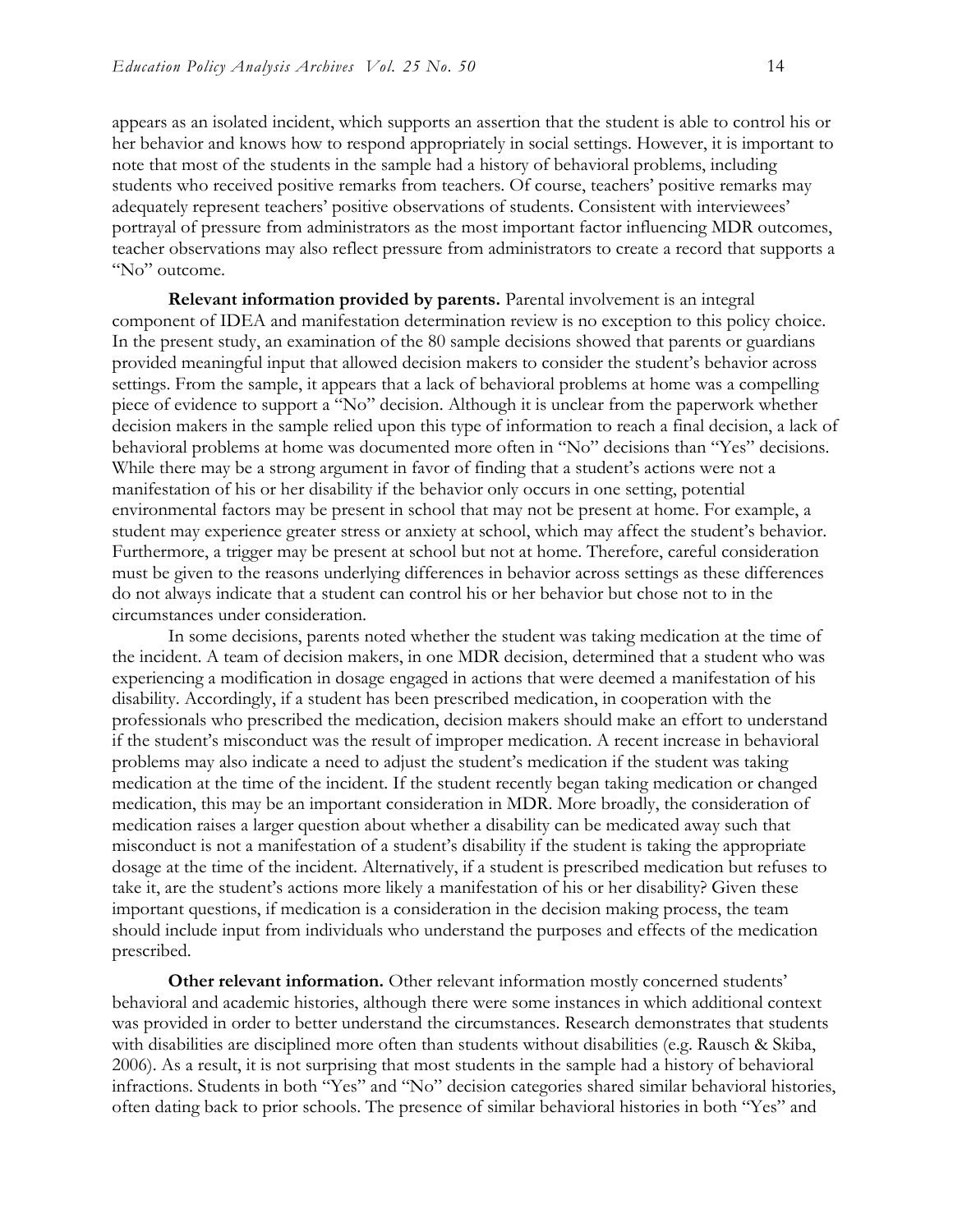appears as an isolated incident, which supports an assertion that the student is able to control his or her behavior and knows how to respond appropriately in social settings. However, it is important to note that most of the students in the sample had a history of behavioral problems, including students who received positive remarks from teachers. Of course, teachers' positive remarks may adequately represent teachers' positive observations of students. Consistent with interviewees' portrayal of pressure from administrators as the most important factor influencing MDR outcomes, teacher observations may also reflect pressure from administrators to create a record that supports a "No" outcome.

**Relevant information provided by parents.** Parental involvement is an integral component of IDEA and manifestation determination review is no exception to this policy choice. In the present study, an examination of the 80 sample decisions showed that parents or guardians provided meaningful input that allowed decision makers to consider the student's behavior across settings. From the sample, it appears that a lack of behavioral problems at home was a compelling piece of evidence to support a "No" decision. Although it is unclear from the paperwork whether decision makers in the sample relied upon this type of information to reach a final decision, a lack of behavioral problems at home was documented more often in "No" decisions than "Yes" decisions. While there may be a strong argument in favor of finding that a student's actions were not a manifestation of his or her disability if the behavior only occurs in one setting, potential environmental factors may be present in school that may not be present at home. For example, a student may experience greater stress or anxiety at school, which may affect the student's behavior. Furthermore, a trigger may be present at school but not at home. Therefore, careful consideration must be given to the reasons underlying differences in behavior across settings as these differences do not always indicate that a student can control his or her behavior but chose not to in the circumstances under consideration.

In some decisions, parents noted whether the student was taking medication at the time of the incident. A team of decision makers, in one MDR decision, determined that a student who was experiencing a modification in dosage engaged in actions that were deemed a manifestation of his disability. Accordingly, if a student has been prescribed medication, in cooperation with the professionals who prescribed the medication, decision makers should make an effort to understand if the student's misconduct was the result of improper medication. A recent increase in behavioral problems may also indicate a need to adjust the student's medication if the student was taking medication at the time of the incident. If the student recently began taking medication or changed medication, this may be an important consideration in MDR. More broadly, the consideration of medication raises a larger question about whether a disability can be medicated away such that misconduct is not a manifestation of a student's disability if the student is taking the appropriate dosage at the time of the incident. Alternatively, if a student is prescribed medication but refuses to take it, are the student's actions more likely a manifestation of his or her disability? Given these important questions, if medication is a consideration in the decision making process, the team should include input from individuals who understand the purposes and effects of the medication prescribed.

**Other relevant information.** Other relevant information mostly concerned students' behavioral and academic histories, although there were some instances in which additional context was provided in order to better understand the circumstances. Research demonstrates that students with disabilities are disciplined more often than students without disabilities (e.g. Rausch & Skiba, 2006). As a result, it is not surprising that most students in the sample had a history of behavioral infractions. Students in both "Yes" and "No" decision categories shared similar behavioral histories, often dating back to prior schools. The presence of similar behavioral histories in both "Yes" and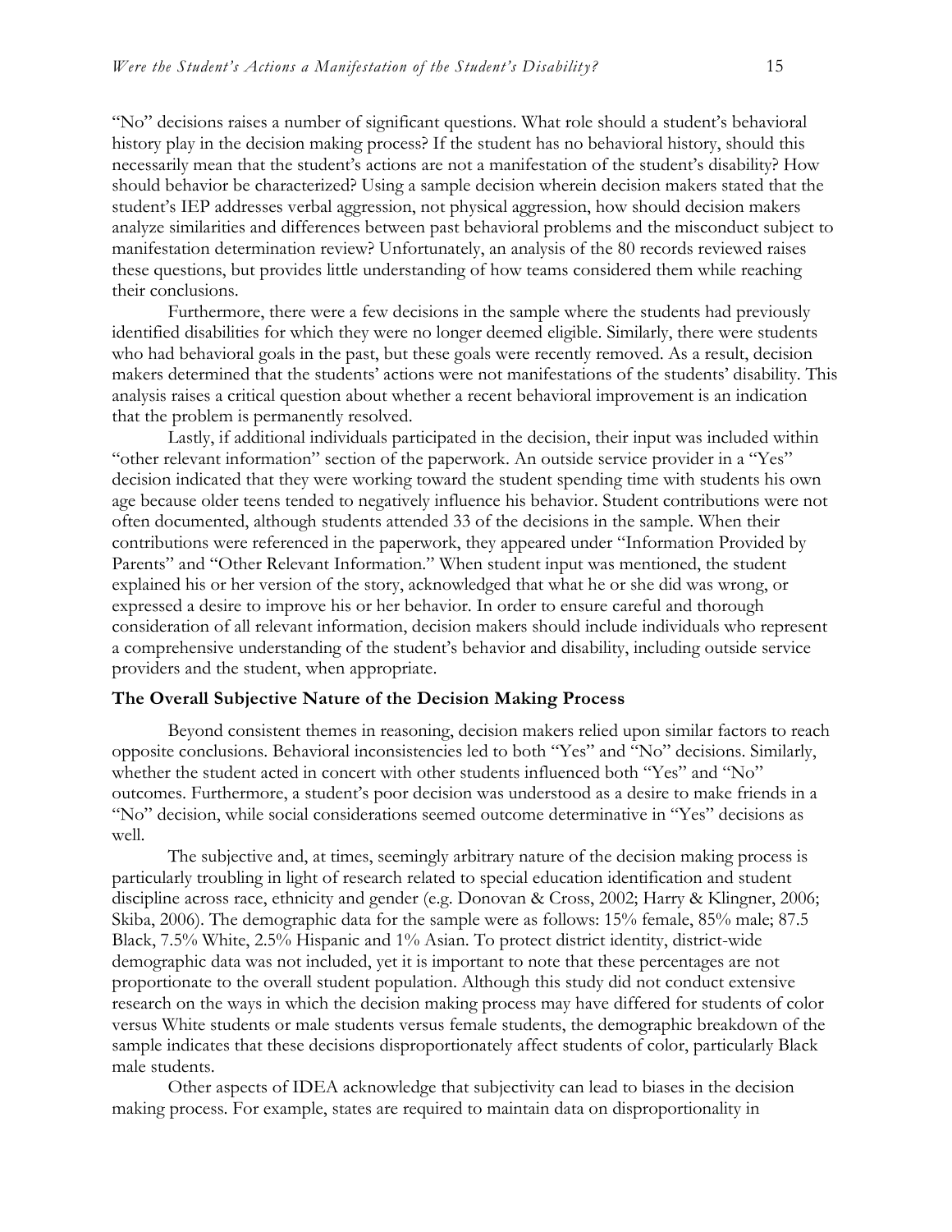"No" decisions raises a number of significant questions. What role should a student's behavioral history play in the decision making process? If the student has no behavioral history, should this necessarily mean that the student's actions are not a manifestation of the student's disability? How should behavior be characterized? Using a sample decision wherein decision makers stated that the student's IEP addresses verbal aggression, not physical aggression, how should decision makers analyze similarities and differences between past behavioral problems and the misconduct subject to manifestation determination review? Unfortunately, an analysis of the 80 records reviewed raises these questions, but provides little understanding of how teams considered them while reaching their conclusions.

Furthermore, there were a few decisions in the sample where the students had previously identified disabilities for which they were no longer deemed eligible. Similarly, there were students who had behavioral goals in the past, but these goals were recently removed. As a result, decision makers determined that the students' actions were not manifestations of the students' disability. This analysis raises a critical question about whether a recent behavioral improvement is an indication that the problem is permanently resolved.

Lastly, if additional individuals participated in the decision, their input was included within "other relevant information" section of the paperwork. An outside service provider in a "Yes" decision indicated that they were working toward the student spending time with students his own age because older teens tended to negatively influence his behavior. Student contributions were not often documented, although students attended 33 of the decisions in the sample. When their contributions were referenced in the paperwork, they appeared under "Information Provided by Parents" and "Other Relevant Information." When student input was mentioned, the student explained his or her version of the story, acknowledged that what he or she did was wrong, or expressed a desire to improve his or her behavior. In order to ensure careful and thorough consideration of all relevant information, decision makers should include individuals who represent a comprehensive understanding of the student's behavior and disability, including outside service providers and the student, when appropriate.

### The Overall Subjective Nature of the Decision Making Process

Beyond consistent themes in reasoning, decision makers relied upon similar factors to reach opposite conclusions. Behavioral inconsistencies led to both "Yes" and "No" decisions. Similarly, whether the student acted in concert with other students influenced both "Yes" and "No" outcomes. Furthermore, a student's poor decision was understood as a desire to make friends in a "No" decision, while social considerations seemed outcome determinative in "Yes" decisions as well.

The subjective and, at times, seemingly arbitrary nature of the decision making process is particularly troubling in light of research related to special education identification and student discipline across race, ethnicity and gender (e.g. Donovan & Cross, 2002; Harry & Klingner, 2006; Skiba, 2006). The demographic data for the sample were as follows: 15% female, 85% male; 87.5 Black, 7.5% White, 2.5% Hispanic and 1% Asian. To protect district identity, district-wide demographic data was not included, yet it is important to note that these percentages are not proportionate to the overall student population. Although this study did not conduct extensive research on the ways in which the decision making process may have differed for students of color versus White students or male students versus female students, the demographic breakdown of the sample indicates that these decisions disproportionately affect students of color, particularly Black male students.

Other aspects of IDEA acknowledge that subjectivity can lead to biases in the decision making process. For example, states are required to maintain data on disproportionality in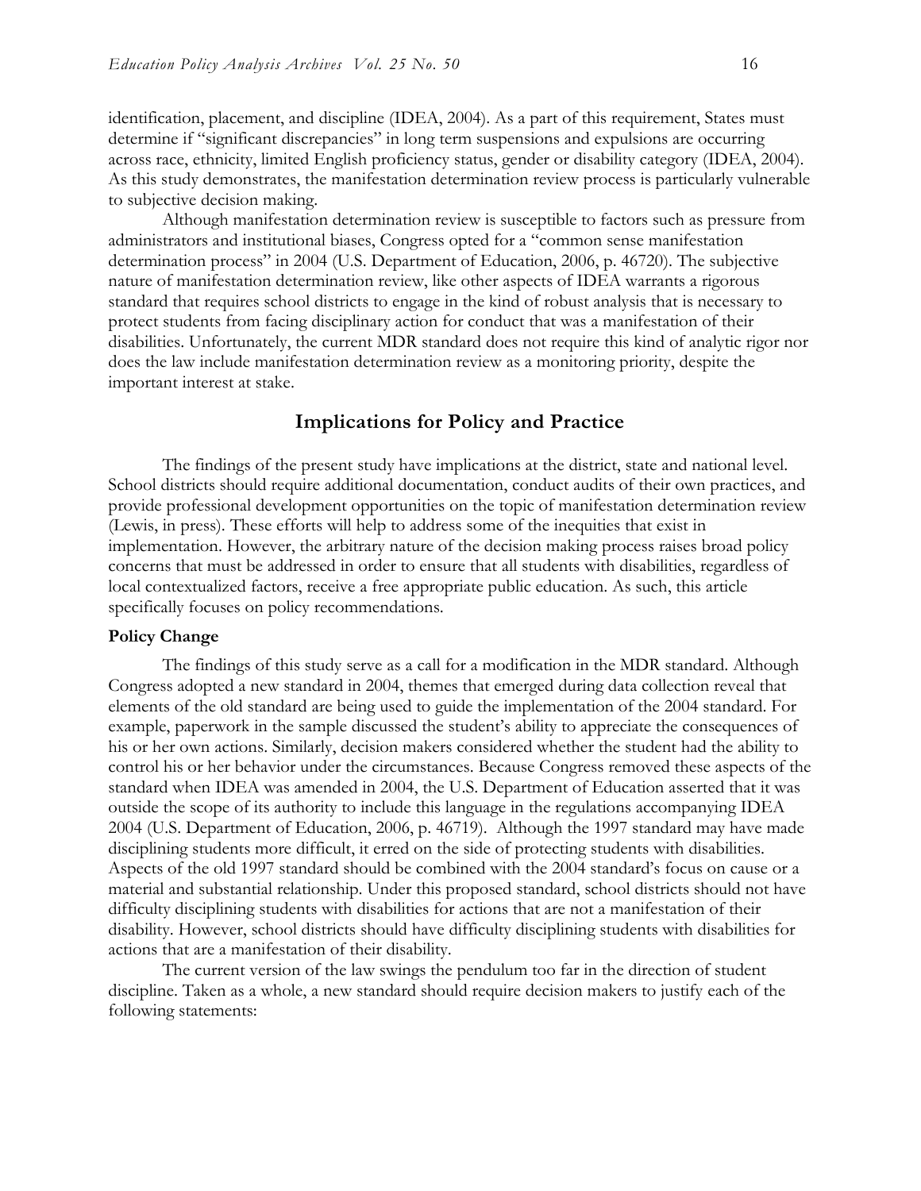identification, placement, and discipline (IDEA, 2004). As a part of this requirement, States must determine if "significant discrepancies" in long term suspensions and expulsions are occurring across race, ethnicity, limited English proficiency status, gender or disability category (IDEA, 2004). As this study demonstrates, the manifestation determination review process is particularly vulnerable to subjective decision making.

Although manifestation determination review is susceptible to factors such as pressure from administrators and institutional biases, Congress opted for a "common sense manifestation determination process" in 2004 (U.S. Department of Education, 2006, p. 46720). The subjective nature of manifestation determination review, like other aspects of IDEA warrants a rigorous standard that requires school districts to engage in the kind of robust analysis that is necessary to protect students from facing disciplinary action for conduct that was a manifestation of their disabilities. Unfortunately, the current MDR standard does not require this kind of analytic rigor nor does the law include manifestation determination review as a monitoring priority, despite the important interest at stake.

## Implications for Policy and Practice

The findings of the present study have implications at the district, state and national level. School districts should require additional documentation, conduct audits of their own practices, and provide professional development opportunities on the topic of manifestation determination review (Lewis, in press). These efforts will help to address some of the inequities that exist in implementation. However, the arbitrary nature of the decision making process raises broad policy concerns that must be addressed in order to ensure that all students with disabilities, regardless of local contextualized factors, receive a free appropriate public education. As such, this article specifically focuses on policy recommendations.

### Policy Change

The findings of this study serve as a call for a modification in the MDR standard. Although Congress adopted a new standard in 2004, themes that emerged during data collection reveal that elements of the old standard are being used to guide the implementation of the 2004 standard. For example, paperwork in the sample discussed the student's ability to appreciate the consequences of his or her own actions. Similarly, decision makers considered whether the student had the ability to control his or her behavior under the circumstances. Because Congress removed these aspects of the standard when IDEA was amended in 2004, the U.S. Department of Education asserted that it was outside the scope of its authority to include this language in the regulations accompanying IDEA 2004 (U.S. Department of Education, 2006, p. 46719). Although the 1997 standard may have made disciplining students more difficult, it erred on the side of protecting students with disabilities. Aspects of the old 1997 standard should be combined with the 2004 standard's focus on cause or a material and substantial relationship. Under this proposed standard, school districts should not have difficulty disciplining students with disabilities for actions that are not a manifestation of their disability. However, school districts should have difficulty disciplining students with disabilities for actions that are a manifestation of their disability.

The current version of the law swings the pendulum too far in the direction of student discipline. Taken as a whole, a new standard should require decision makers to justify each of the following statements: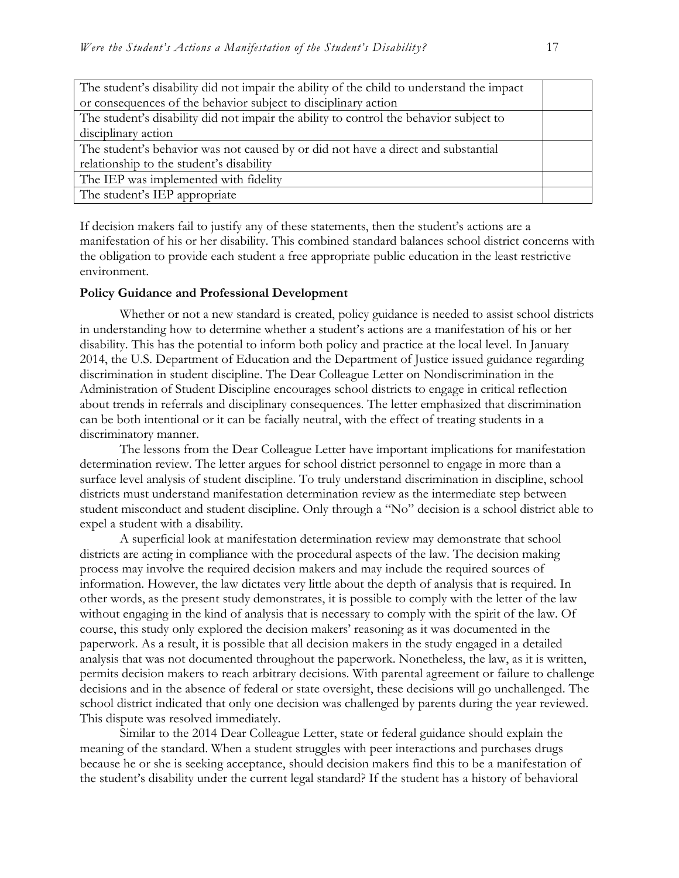| | |
|---|---|
| The student's disability did not impair the ability of the child to understand the impact or consequences of the behavior subject to disciplinary action | |
| The student's disability did not impair the ability to control the behavior subject to disciplinary action | |
| The student's behavior was not caused by or did not have a direct and substantial relationship to the student's disability | |
| The IEP was implemented with fidelity | |
| The student's IEP appropriate | |

If decision makers fail to justify any of these statements, then the student's actions are a manifestation of his or her disability. This combined standard balances school district concerns with the obligation to provide each student a free appropriate public education in the least restrictive environment.

**Policy Guidance and Professional Development**

Whether or not a new standard is created, policy guidance is needed to assist school districts in understanding how to determine whether a student's actions are a manifestation of his or her disability. This has the potential to inform both policy and practice at the local level. In January 2014, the U.S. Department of Education and the Department of Justice issued guidance regarding discrimination in student discipline. The Dear Colleague Letter on Nondiscrimination in the Administration of Student Discipline encourages school districts to engage in critical reflection about trends in referrals and disciplinary consequences. The letter emphasized that discrimination can be both intentional or it can be facially neutral, with the effect of treating students in a discriminatory manner.

The lessons from the Dear Colleague Letter have important implications for manifestation determination review. The letter argues for school district personnel to engage in more than a surface level analysis of student discipline. To truly understand discrimination in discipline, school districts must understand manifestation determination review as the intermediate step between student misconduct and student discipline. Only through a "No" decision is a school district able to expel a student with a disability.

A superficial look at manifestation determination review may demonstrate that school districts are acting in compliance with the procedural aspects of the law. The decision making process may involve the required decision makers and may include the required sources of information. However, the law dictates very little about the depth of analysis that is required. In other words, as the present study demonstrates, it is possible to comply with the letter of the law without engaging in the kind of analysis that is necessary to comply with the spirit of the law. Of course, this study only explored the decision makers' reasoning as it was documented in the paperwork. As a result, it is possible that all decision makers in the study engaged in a detailed analysis that was not documented throughout the paperwork. Nonetheless, the law, as it is written, permits decision makers to reach arbitrary decisions. With parental agreement or failure to challenge decisions and in the absence of federal or state oversight, these decisions will go unchallenged. The school district indicated that only one decision was challenged by parents during the year reviewed. This dispute was resolved immediately.

Similar to the 2014 Dear Colleague Letter, state or federal guidance should explain the meaning of the standard. When a student struggles with peer interactions and purchases drugs because he or she is seeking acceptance, should decision makers find this to be a manifestation of the student's disability under the current legal standard? If the student has a history of behavioral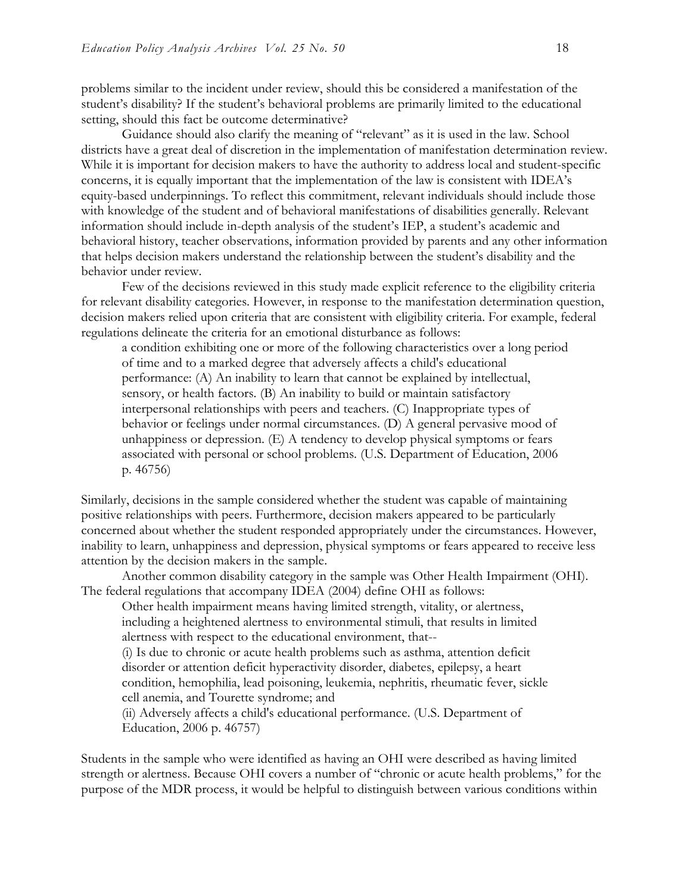problems similar to the incident under review, should this be considered a manifestation of the student's disability? If the student's behavioral problems are primarily limited to the educational setting, should this fact be outcome determinative?

Guidance should also clarify the meaning of "relevant" as it is used in the law. School districts have a great deal of discretion in the implementation of manifestation determination review. While it is important for decision makers to have the authority to address local and student-specific concerns, it is equally important that the implementation of the law is consistent with IDEA's equity-based underpinnings. To reflect this commitment, relevant individuals should include those with knowledge of the student and of behavioral manifestations of disabilities generally. Relevant information should include in-depth analysis of the student's IEP, a student's academic and behavioral history, teacher observations, information provided by parents and any other information that helps decision makers understand the relationship between the student's disability and the behavior under review.

Few of the decisions reviewed in this study made explicit reference to the eligibility criteria for relevant disability categories. However, in response to the manifestation determination question, decision makers relied upon criteria that are consistent with eligibility criteria. For example, federal regulations delineate the criteria for an emotional disturbance as follows:

> a condition exhibiting one or more of the following characteristics over a long period of time and to a marked degree that adversely affects a child's educational performance: (A) An inability to learn that cannot be explained by intellectual, sensory, or health factors. (B) An inability to build or maintain satisfactory interpersonal relationships with peers and teachers. (C) Inappropriate types of behavior or feelings under normal circumstances. (D) A general pervasive mood of unhappiness or depression. (E) A tendency to develop physical symptoms or fears associated with personal or school problems. (U.S. Department of Education, 2006 p. 46756)

Similarly, decisions in the sample considered whether the student was capable of maintaining positive relationships with peers. Furthermore, decision makers appeared to be particularly concerned about whether the student responded appropriately under the circumstances. However, inability to learn, unhappiness and depression, physical symptoms or fears appeared to receive less attention by the decision makers in the sample.

Another common disability category in the sample was Other Health Impairment (OHI). The federal regulations that accompany IDEA (2004) define OHI as follows:

> Other health impairment means having limited strength, vitality, or alertness, including a heightened alertness to environmental stimuli, that results in limited alertness with respect to the educational environment, that--
> (i) Is due to chronic or acute health problems such as asthma, attention deficit disorder or attention deficit hyperactivity disorder, diabetes, epilepsy, a heart condition, hemophilia, lead poisoning, leukemia, nephritis, rheumatic fever, sickle cell anemia, and Tourette syndrome; and
> (ii) Adversely affects a child's educational performance. (U.S. Department of Education, 2006 p. 46757)

Students in the sample who were identified as having an OHI were described as having limited strength or alertness. Because OHI covers a number of "chronic or acute health problems," for the purpose of the MDR process, it would be helpful to distinguish between various conditions within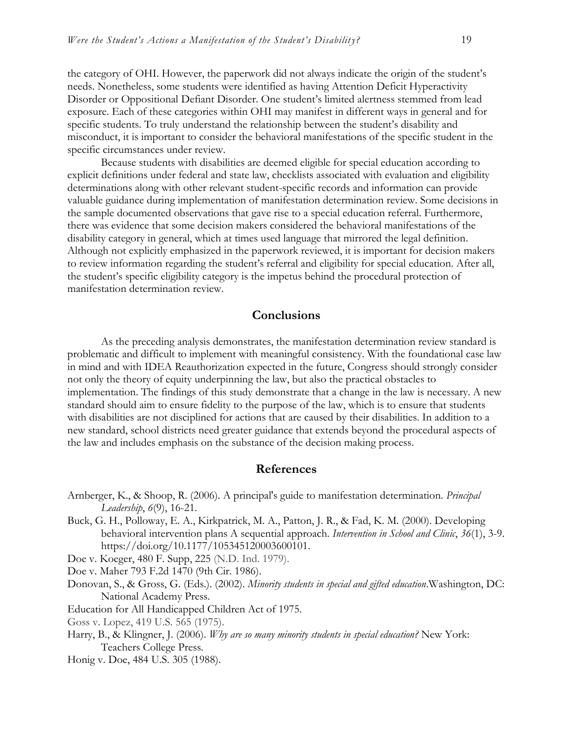the category of OHI. However, the paperwork did not always indicate the origin of the student's needs. Nonetheless, some students were identified as having Attention Deficit Hyperactivity Disorder or Oppositional Defiant Disorder. One student's limited alertness stemmed from lead exposure. Each of these categories within OHI may manifest in different ways in general and for specific students. To truly understand the relationship between the student's disability and misconduct, it is important to consider the behavioral manifestations of the specific student in the specific circumstances under review.

Because students with disabilities are deemed eligible for special education according to explicit definitions under federal and state law, checklists associated with evaluation and eligibility determinations along with other relevant student-specific records and information can provide valuable guidance during implementation of manifestation determination review. Some decisions in the sample documented observations that gave rise to a special education referral. Furthermore, there was evidence that some decision makers considered the behavioral manifestations of the disability category in general, which at times used language that mirrored the legal definition. Although not explicitly emphasized in the paperwork reviewed, it is important for decision makers to review information regarding the student's referral and eligibility for special education. After all, the student's specific eligibility category is the impetus behind the procedural protection of manifestation determination review.

## Conclusions

As the preceding analysis demonstrates, the manifestation determination review standard is problematic and difficult to implement with meaningful consistency. With the foundational case law in mind and with IDEA Reauthorization expected in the future, Congress should strongly consider not only the theory of equity underpinning the law, but also the practical obstacles to implementation. The findings of this study demonstrate that a change in the law is necessary. A new standard should aim to ensure fidelity to the purpose of the law, which is to ensure that students with disabilities are not disciplined for actions that are caused by their disabilities. In addition to a new standard, school districts need greater guidance that extends beyond the procedural aspects of the law and includes emphasis on the substance of the decision making process.

## References

Arnberger, K., & Shoop, R. (2006). A principal's guide to manifestation determination. *Principal Leadership*, *6*(9), 16-21.

Buck, G. H., Polloway, E. A., Kirkpatrick, M. A., Patton, J. R., & Fad, K. M. (2000). Developing behavioral intervention plans A sequential approach. *Intervention in School and Clinic*, *36*(1), 3-9. https://doi.org/10.1177/105345120003600101.

Doe v. Koeger, 480 F. Supp, 225 (N.D. Ind. 1979).

Doe v. Maher 793 F.2d 1470 (9th Cir. 1986).

Donovan, S., & Gross, G. (Eds.). (2002). *Minority students in special and gifted education*.Washington, DC: National Academy Press.

Education for All Handicapped Children Act of 1975.

Goss v. Lopez, 419 U.S. 565 (1975).

Harry, B., & Klingner, J. (2006). *Why are so many minority students in special education?* New York: Teachers College Press.

Honig v. Doe, 484 U.S. 305 (1988).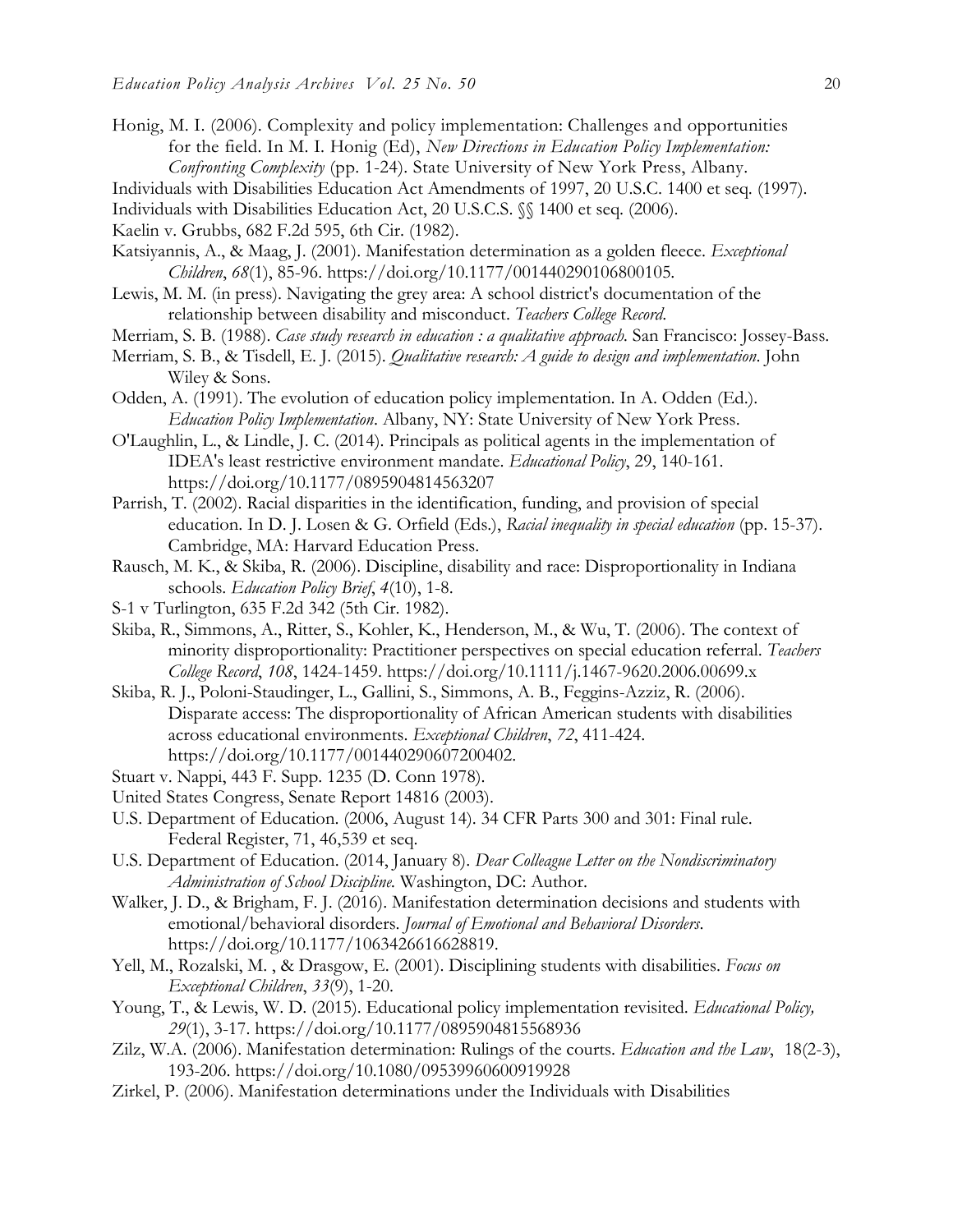Honig, M. I. (2006). Complexity and policy implementation: Challenges and opportunities for the field. In M. I. Honig (Ed), *New Directions in Education Policy Implementation: Confronting Complexity* (pp. 1-24). State University of New York Press, Albany.

Individuals with Disabilities Education Act Amendments of 1997, 20 U.S.C. 1400 et seq. (1997).

Individuals with Disabilities Education Act, 20 U.S.C.S. §§ 1400 et seq. (2006).

Kaelin v. Grubbs, 682 F.2d 595, 6th Cir. (1982).

Katsiyannis, A., & Maag, J. (2001). Manifestation determination as a golden fleece. *Exceptional Children*, *68*(1), 85-96. https://doi.org/10.1177/001440290106800105.

Lewis, M. M. (in press). Navigating the grey area: A school district's documentation of the relationship between disability and misconduct. *Teachers College Record*.

Merriam, S. B. (1988). *Case study research in education : a qualitative approach.* San Francisco: Jossey-Bass.

Merriam, S. B., & Tisdell, E. J. (2015). *Qualitative research: A guide to design and implementation*. John Wiley & Sons.

Odden, A. (1991). The evolution of education policy implementation. In A. Odden (Ed.). *Education Policy Implementation*. Albany, NY: State University of New York Press.

O'Laughlin, L., & Lindle, J. C. (2014). Principals as political agents in the implementation of IDEA's least restrictive environment mandate. *Educational Policy*, 29, 140-161. https://doi.org/10.1177/0895904814563207

Parrish, T. (2002). Racial disparities in the identification, funding, and provision of special education. In D. J. Losen & G. Orfield (Eds.), *Racial inequality in special education* (pp. 15-37). Cambridge, MA: Harvard Education Press.

Rausch, M. K., & Skiba, R. (2006). Discipline, disability and race: Disproportionality in Indiana schools. *Education Policy Brief*, *4*(10), 1-8.

S-1 v Turlington, 635 F.2d 342 (5th Cir. 1982).

Skiba, R., Simmons, A., Ritter, S., Kohler, K., Henderson, M., & Wu, T. (2006). The context of minority disproportionality: Practitioner perspectives on special education referral. *Teachers College Record*, *108*, 1424-1459. https://doi.org/10.1111/j.1467-9620.2006.00699.x

Skiba, R. J., Poloni-Staudinger, L., Gallini, S., Simmons, A. B., Feggins-Azziz, R. (2006). Disparate access: The disproportionality of African American students with disabilities across educational environments. *Exceptional Children*, *72*, 411-424. https://doi.org/10.1177/001440290607200402.

Stuart v. Nappi, 443 F. Supp. 1235 (D. Conn 1978).

United States Congress, Senate Report 14816 (2003).

U.S. Department of Education. (2006, August 14). 34 CFR Parts 300 and 301: Final rule. Federal Register, 71, 46,539 et seq.

U.S. Department of Education. (2014, January 8). *Dear Colleague Letter on the Nondiscriminatory Administration of School Discipline.* Washington, DC: Author.

Walker, J. D., & Brigham, F. J. (2016). Manifestation determination decisions and students with emotional/behavioral disorders. *Journal of Emotional and Behavioral Disorders*. https://doi.org/10.1177/1063426616628819.

Yell, M., Rozalski, M. , & Drasgow, E. (2001). Disciplining students with disabilities. *Focus on Exceptional Children*, *33*(9), 1-20.

Young, T., & Lewis, W. D. (2015). Educational policy implementation revisited. *Educational Policy, 29*(1), 3-17. https://doi.org/10.1177/0895904815568936

Zilz, W.A. (2006). Manifestation determination: Rulings of the courts. *Education and the Law*, 18(2-3), 193-206. https://doi.org/10.1080/09539960600919928

Zirkel, P. (2006). Manifestation determinations under the Individuals with Disabilities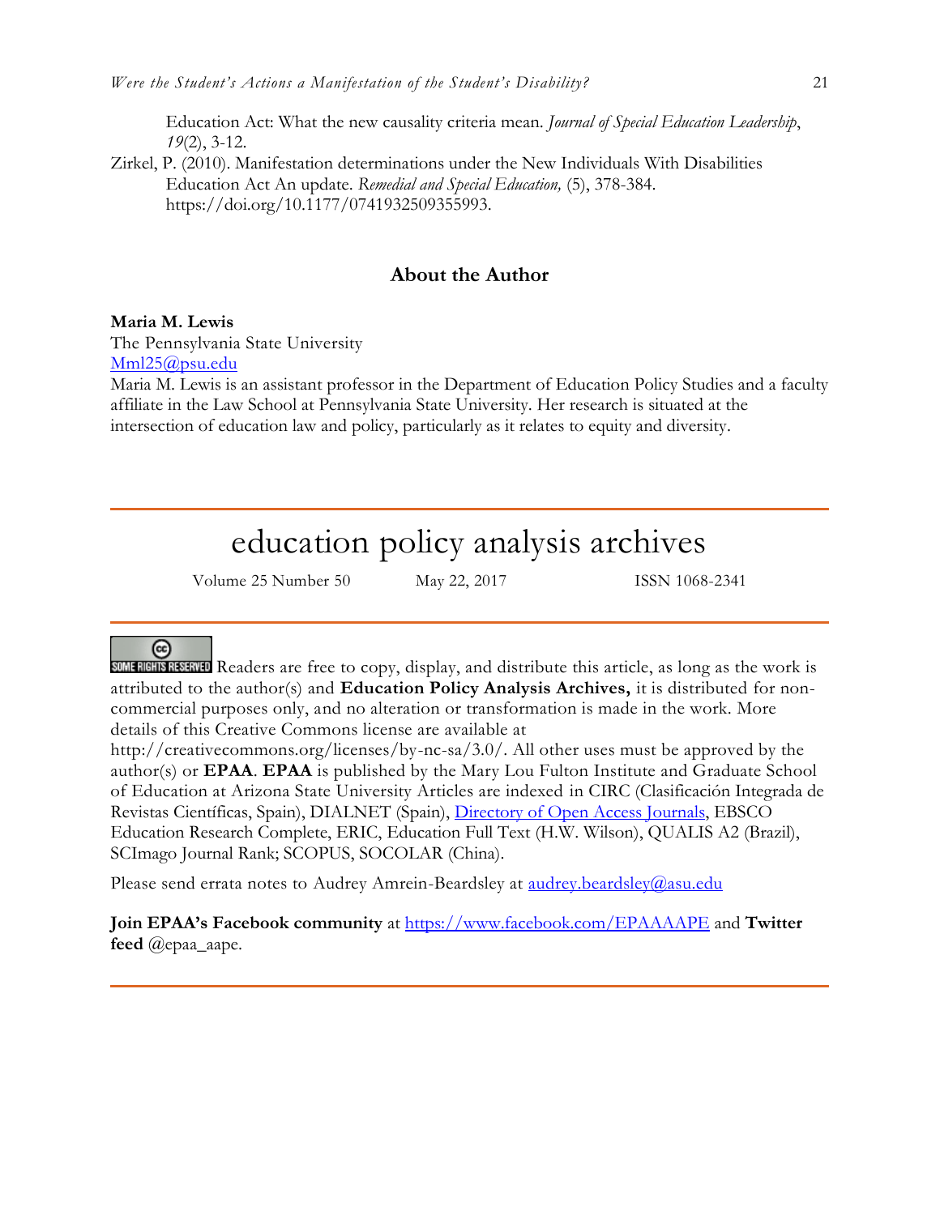Education Act: What the new causality criteria mean. *Journal of Special Education Leadership*, *19*(2), 3-12.

Zirkel, P. (2010). Manifestation determinations under the New Individuals With Disabilities Education Act An update. *Remedial and Special Education,* (5), 378-384. https://doi.org/10.1177/0741932509355993.

## About the Author

**Maria M. Lewis**
The Pennsylvania State University
Mml25@psu.edu
Maria M. Lewis is an assistant professor in the Department of Education Policy Studies and a faculty affiliate in the Law School at Pennsylvania State University. Her research is situated at the intersection of education law and policy, particularly as it relates to equity and diversity.

---

# education policy analysis archives

Volume 25 Number 50 May 22, 2017 ISSN 1068-2341

---

Readers are free to copy, display, and distribute this article, as long as the work is attributed to the author(s) and **Education Policy Analysis Archives,** it is distributed for non-commercial purposes only, and no alteration or transformation is made in the work. More details of this Creative Commons license are available at http://creativecommons.org/licenses/by-nc-sa/3.0/. All other uses must be approved by the author(s) or **EPAA**. **EPAA** is published by the Mary Lou Fulton Institute and Graduate School of Education at Arizona State University Articles are indexed in CIRC (Clasificación Integrada de Revistas Científicas, Spain), DIALNET (Spain), Directory of Open Access Journals, EBSCO Education Research Complete, ERIC, Education Full Text (H.W. Wilson), QUALIS A2 (Brazil), SCImago Journal Rank; SCOPUS, SOCOLAR (China).

Please send errata notes to Audrey Amrein-Beardsley at audrey.beardsley@asu.edu

**Join EPAA's Facebook community** at https://www.facebook.com/EPAAAAPE and **Twitter feed** @epaa_aape.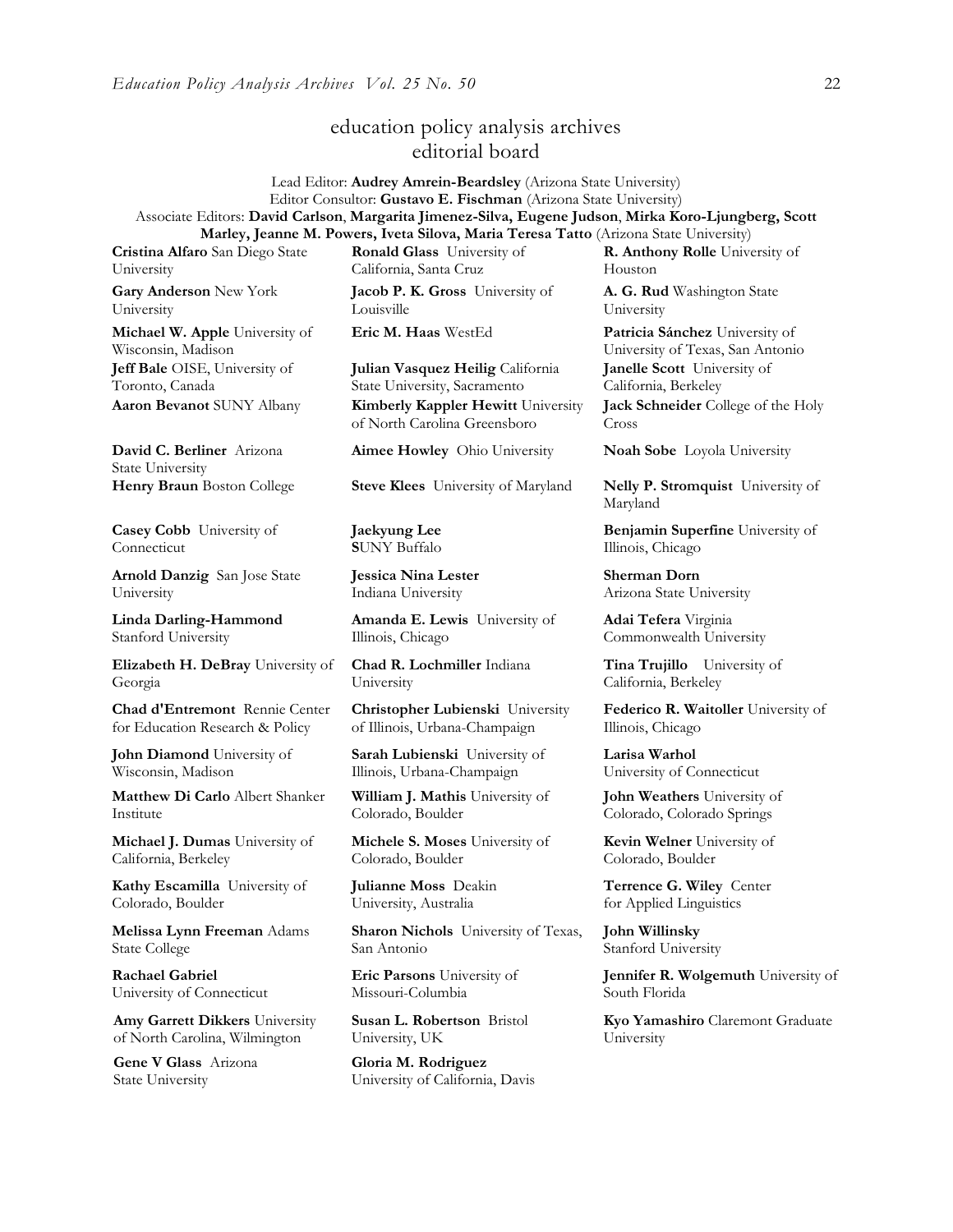## education policy analysis archives
## editorial board

Lead Editor: **Audrey Amrein-Beardsley** (Arizona State University)
Editor Consultor: **Gustavo E. Fischman** (Arizona State University)
Associate Editors: **David Carlson**, **Margarita Jimenez-Silva, Eugene Judson**, **Mirka Koro-Ljungberg, Scott Marley, Jeanne M. Powers, Iveta Silova, Maria Teresa Tatto** (Arizona State University)

**Cristina Alfaro** San Diego State University

**Gary Anderson** New York University

**Michael W. Apple** University of Wisconsin, Madison

**Jeff Bale** OISE, University of Toronto, Canada

**Aaron Bevanot** SUNY Albany

**David C. Berliner** Arizona State University

**Henry Braun** Boston College

**Casey Cobb** University of Connecticut

**Arnold Danzig** San Jose State University

**Linda Darling-Hammond** Stanford University

**Elizabeth H. DeBray** University of Georgia

**Chad d'Entremont** Rennie Center for Education Research & Policy

**John Diamond** University of Wisconsin, Madison

**Matthew Di Carlo** Albert Shanker Institute

**Michael J. Dumas** University of California, Berkeley

**Kathy Escamilla** University of Colorado, Boulder

**Melissa Lynn Freeman** Adams State College

**Rachael Gabriel** University of Connecticut

**Amy Garrett Dikkers** University of North Carolina, Wilmington

**Gene V Glass** Arizona State University

**Ronald Glass** University of California, Santa Cruz

**Jacob P. K. Gross** University of Louisville

**Eric M. Haas** WestEd

**Julian Vasquez Heilig** California State University, Sacramento

**Kimberly Kappler Hewitt** University of North Carolina Greensboro

**Aimee Howley** Ohio University

**Steve Klees** University of Maryland

**Jaekyung Lee** **S**UNY Buffalo

**Jessica Nina Lester** Indiana University

**Amanda E. Lewis** University of Illinois, Chicago

**Chad R. Lochmiller** Indiana University

**Christopher Lubienski** University of Illinois, Urbana-Champaign

**Sarah Lubienski** University of Illinois, Urbana-Champaign

**William J. Mathis** University of Colorado, Boulder

**Michele S. Moses** University of Colorado, Boulder

**Julianne Moss** Deakin University, Australia

**Sharon Nichols** University of Texas, San Antonio

**Eric Parsons** University of Missouri-Columbia

**Susan L. Robertson** Bristol University, UK

**Gloria M. Rodriguez** University of California, Davis

**R. Anthony Rolle** University of Houston

**A. G. Rud** Washington State University

**Patricia Sánchez** University of University of Texas, San Antonio

**Janelle Scott** University of California, Berkeley

**Jack Schneider** College of the Holy Cross

**Noah Sobe** Loyola University

**Nelly P. Stromquist** University of Maryland

**Benjamin Superfine** University of Illinois, Chicago

**Sherman Dorn** Arizona State University

**Adai Tefera** Virginia Commonwealth University

**Tina Trujillo** University of California, Berkeley

**Federico R. Waitoller** University of Illinois, Chicago

**Larisa Warhol** University of Connecticut

**John Weathers** University of Colorado, Colorado Springs

**Kevin Welner** University of Colorado, Boulder

**Terrence G. Wiley** Center for Applied Linguistics

**John Willinsky** Stanford University

**Jennifer R. Wolgemuth** University of South Florida

**Kyo Yamashiro** Claremont Graduate University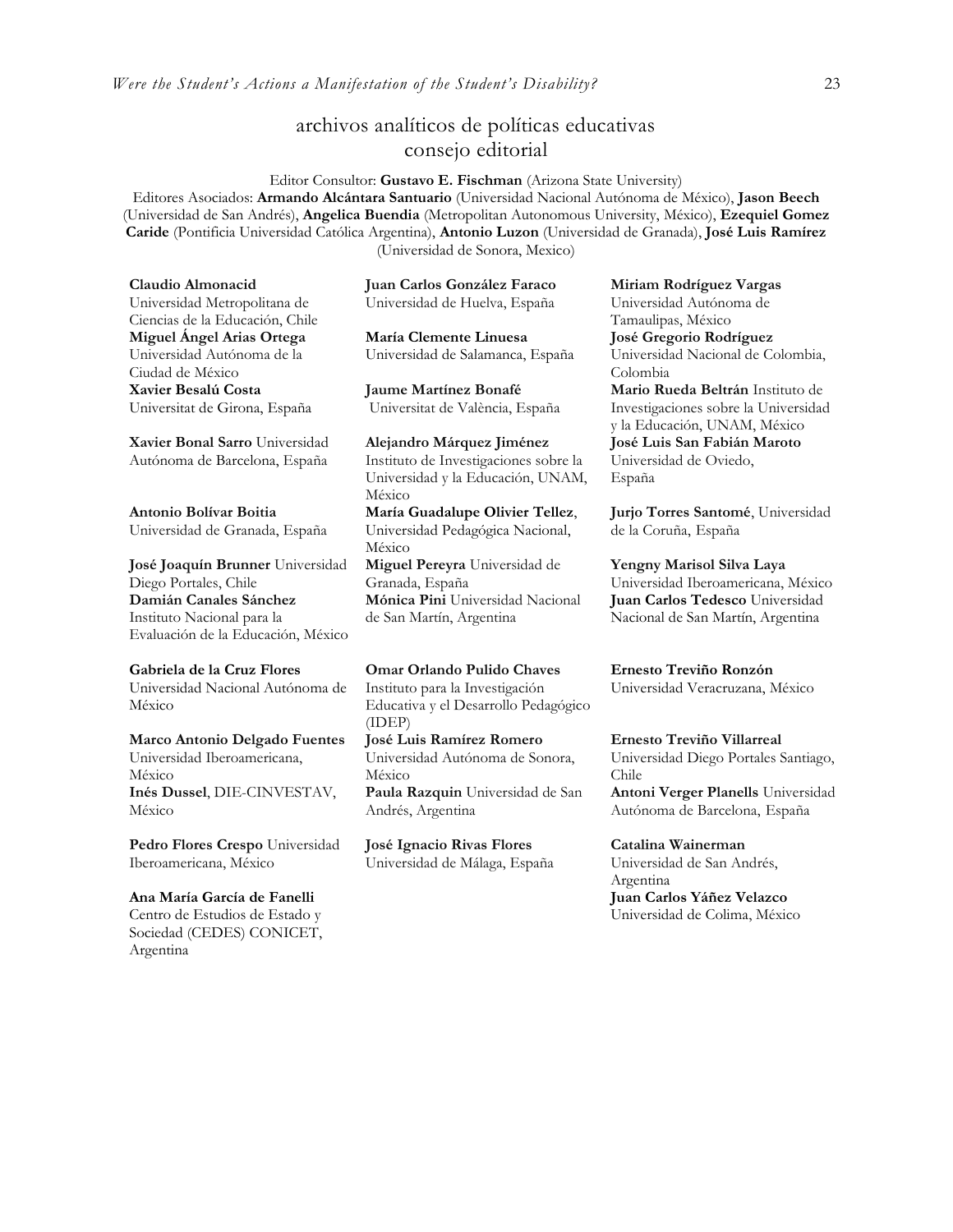## archivos analíticos de políticas educativas
## consejo editorial

Editor Consultor: **Gustavo E. Fischman** (Arizona State University)
Editores Asociados: **Armando Alcántara Santuario** (Universidad Nacional Autónoma de México), **Jason Beech** (Universidad de San Andrés), **Angelica Buendia** (Metropolitan Autonomous University, México), **Ezequiel Gomez Caride** (Pontificia Universidad Católica Argentina), **Antonio Luzon** (Universidad de Granada), **José Luis Ramírez** (Universidad de Sonora, Mexico)

**Claudio Almonacid**
Universidad Metropolitana de Ciencias de la Educación, Chile

**Miguel Ángel Arias Ortega**
Universidad Autónoma de la Ciudad de México

**Xavier Besalú Costa**
Universitat de Girona, España

**Xavier Bonal Sarro** Universidad Autónoma de Barcelona, España

**Antonio Bolívar Boitia**
Universidad de Granada, España

**José Joaquín Brunner** Universidad Diego Portales, Chile

**Damián Canales Sánchez**
Instituto Nacional para la Evaluación de la Educación, México

**Gabriela de la Cruz Flores**
Universidad Nacional Autónoma de México

**Marco Antonio Delgado Fuentes**
Universidad Iberoamericana, México

**Inés Dussel**, DIE-CINVESTAV, México

**Pedro Flores Crespo** Universidad Iberoamericana, México

**Ana María García de Fanelli**
Centro de Estudios de Estado y Sociedad (CEDES) CONICET, Argentina

**Juan Carlos González Faraco**
Universidad de Huelva, España

**María Clemente Linuesa**
Universidad de Salamanca, España

**Jaume Martínez Bonafé**
Universitat de València, España

**Alejandro Márquez Jiménez**
Instituto de Investigaciones sobre la Universidad y la Educación, UNAM, México

**María Guadalupe Olivier Tellez**, Universidad Pedagógica Nacional, México

**Miguel Pereyra** Universidad de Granada, España

**Mónica Pini** Universidad Nacional de San Martín, Argentina

**Omar Orlando Pulido Chaves**
Instituto para la Investigación Educativa y el Desarrollo Pedagógico (IDEP)

**José Luis Ramírez Romero**
Universidad Autónoma de Sonora, México

**Paula Razquin** Universidad de San Andrés, Argentina

**José Ignacio Rivas Flores**
Universidad de Málaga, España

**Miriam Rodríguez Vargas**
Universidad Autónoma de Tamaulipas, México

**José Gregorio Rodríguez**
Universidad Nacional de Colombia, Colombia

**Mario Rueda Beltrán** Instituto de Investigaciones sobre la Universidad y la Educación, UNAM, México

**José Luis San Fabián Maroto**
Universidad de Oviedo, España

**Jurjo Torres Santomé**, Universidad de la Coruña, España

**Yengny Marisol Silva Laya**
Universidad Iberoamericana, México

**Juan Carlos Tedesco** Universidad Nacional de San Martín, Argentina

**Ernesto Treviño Ronzón**
Universidad Veracruzana, México

**Ernesto Treviño Villarreal**
Universidad Diego Portales Santiago, Chile

**Antoni Verger Planells** Universidad Autónoma de Barcelona, España

**Catalina Wainerman**
Universidad de San Andrés, Argentina

**Juan Carlos Yáñez Velazco**
Universidad de Colima, México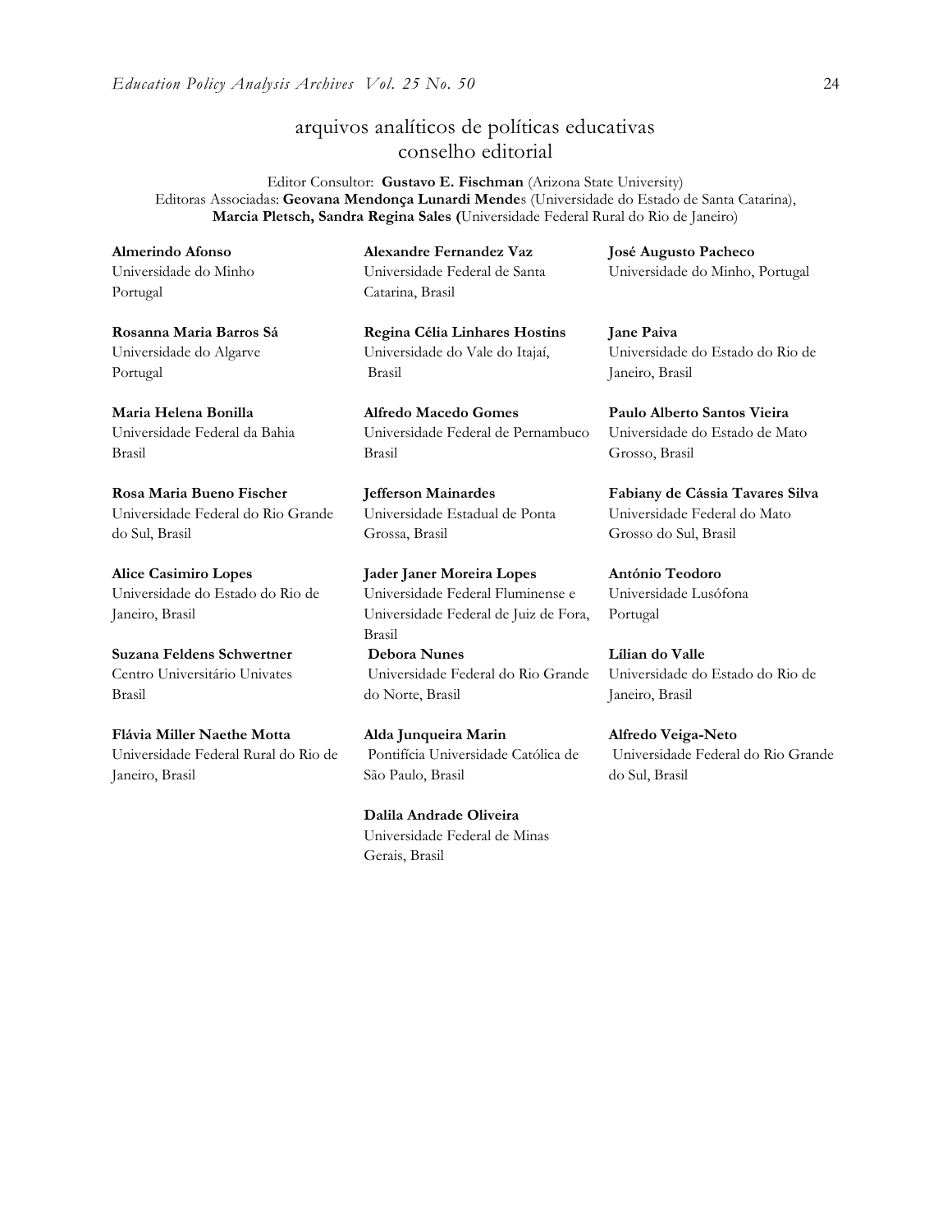## arquivos analíticos de políticas educativas
## conselho editorial

Editor Consultor: **Gustavo E. Fischman** (Arizona State University)
Editoras Associadas: **Geovana Mendonça Lunardi Mende**s (Universidade do Estado de Santa Catarina), **Marcia Pletsch, Sandra Regina Sales (**Universidade Federal Rural do Rio de Janeiro)

**Almerindo Afonso**
Universidade do Minho
Portugal

**Rosanna Maria Barros Sá**
Universidade do Algarve
Portugal

**Maria Helena Bonilla**
Universidade Federal da Bahia
Brasil

**Rosa Maria Bueno Fischer**
Universidade Federal do Rio Grande do Sul, Brasil

**Alice Casimiro Lopes**
Universidade do Estado do Rio de Janeiro, Brasil

**Suzana Feldens Schwertner**
Centro Universitário Univates
Brasil

**Flávia Miller Naethe Motta**
Universidade Federal Rural do Rio de Janeiro, Brasil

**Alexandre Fernandez Vaz**
Universidade Federal de Santa Catarina, Brasil

**Regina Célia Linhares Hostins**
Universidade do Vale do Itajaí,
Brasil

**Alfredo Macedo Gomes**
Universidade Federal de Pernambuco
Brasil

**Jefferson Mainardes**
Universidade Estadual de Ponta Grossa, Brasil

**Jader Janer Moreira Lopes**
Universidade Federal Fluminense e Universidade Federal de Juiz de Fora, Brasil

**Debora Nunes**
Universidade Federal do Rio Grande do Norte, Brasil

**Alda Junqueira Marin**
Pontifícia Universidade Católica de São Paulo, Brasil

**Dalila Andrade Oliveira**
Universidade Federal de Minas Gerais, Brasil

**José Augusto Pacheco**
Universidade do Minho, Portugal

**Jane Paiva**
Universidade do Estado do Rio de Janeiro, Brasil

**Paulo Alberto Santos Vieira**
Universidade do Estado de Mato Grosso, Brasil

**Fabiany de Cássia Tavares Silva**
Universidade Federal do Mato Grosso do Sul, Brasil

**António Teodoro**
Universidade Lusófona
Portugal

**Lílian do Valle**
Universidade do Estado do Rio de Janeiro, Brasil

**Alfredo Veiga-Neto**
Universidade Federal do Rio Grande do Sul, Brasil